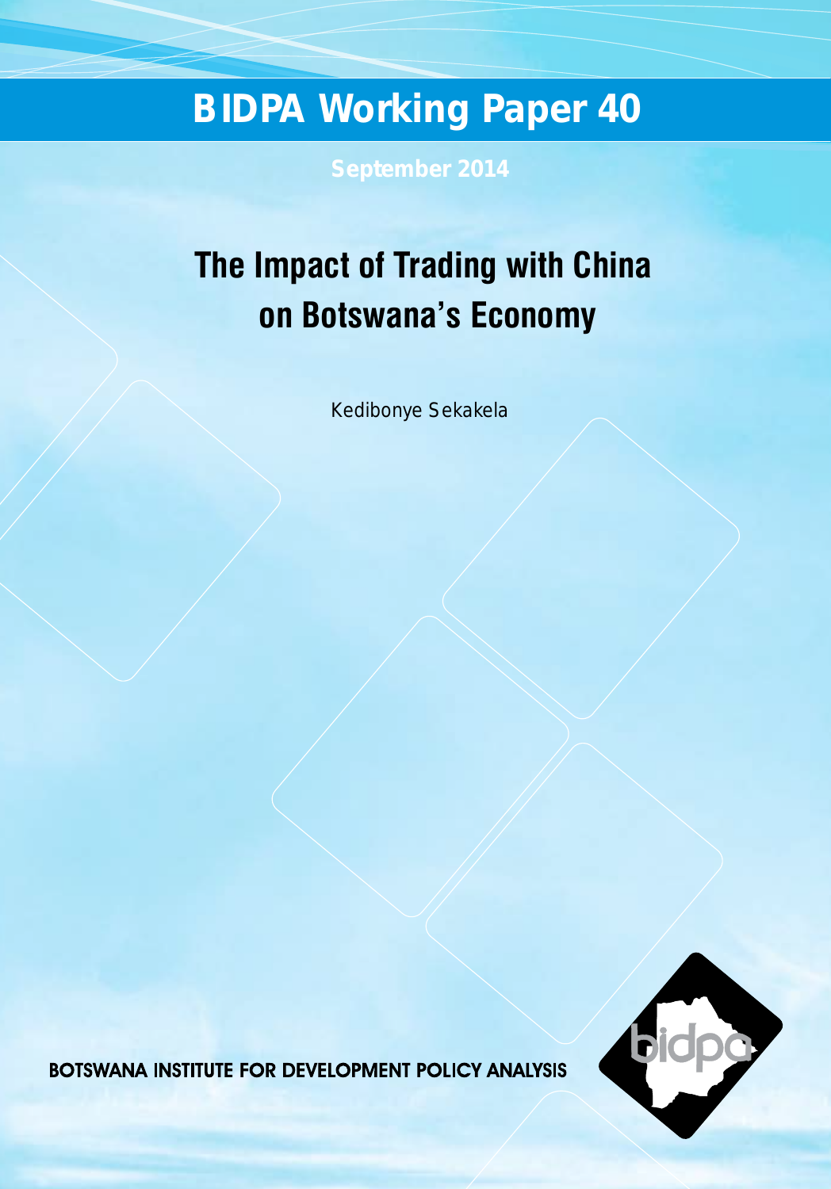# BIDPA Working Paper 40

September 2014

## The Impact of Trading with China on Botswana's Economy

Kedibonye Sekakela

BOTSWANA INSTITUTE FOR DEVELOPMENT POLICY ANALYSIS

bidpa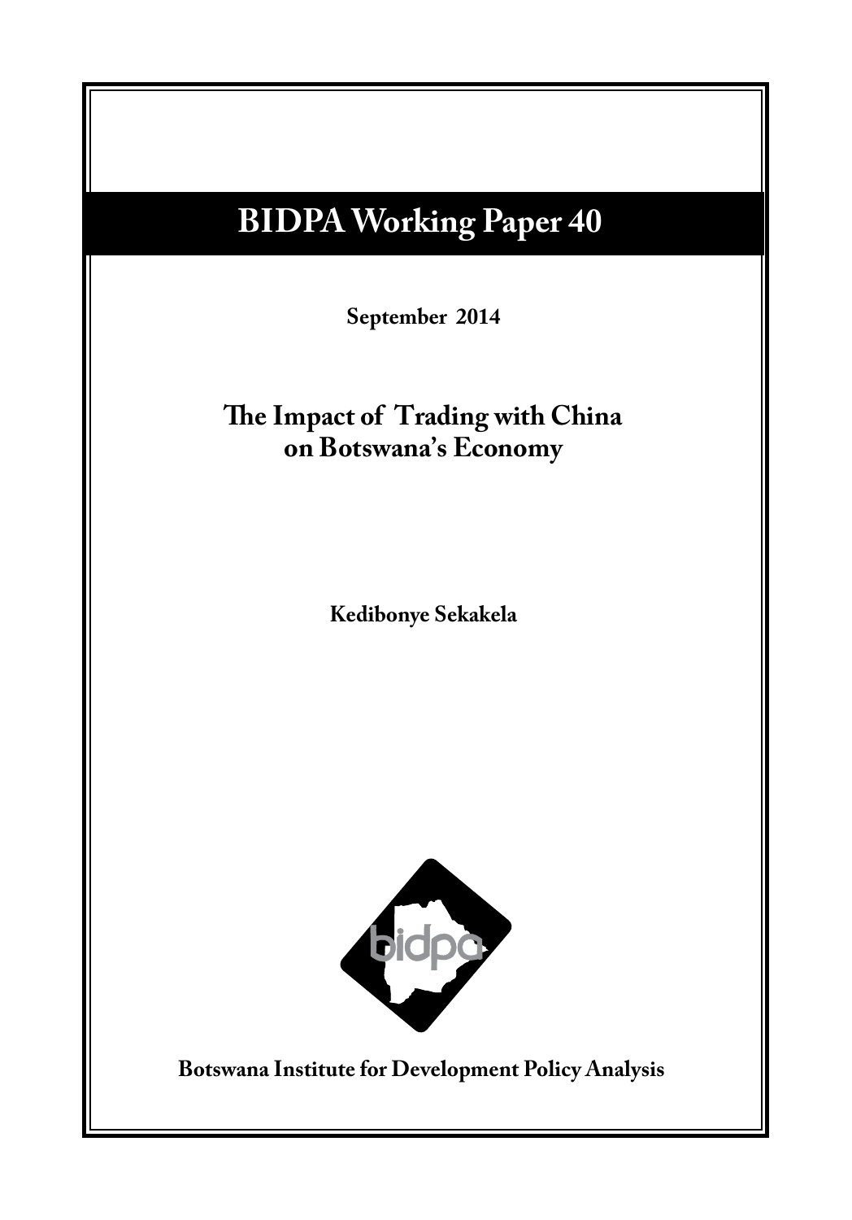# BIDPA Working Paper 40

**September 2014**

## The Impact of Trading with China on Botswana's Economy

**Kedibonye Sekakela**

**Botswana Institute for Development Policy Analysis**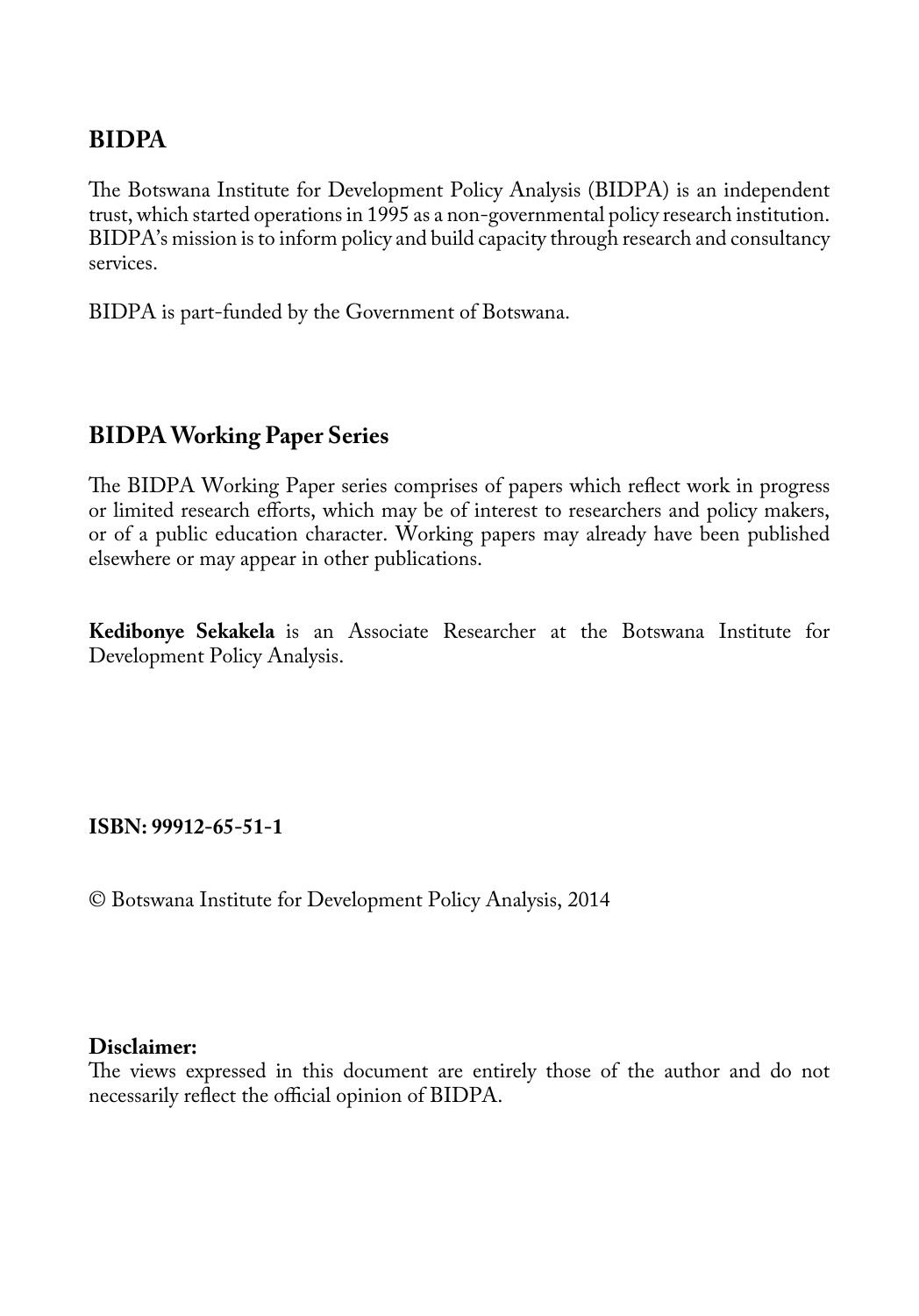## BIDPA

The Botswana Institute for Development Policy Analysis (BIDPA) is an independent trust, which started operations in 1995 as a non-governmental policy research institution. BIDPA's mission is to inform policy and build capacity through research and consultancy services.

BIDPA is part-funded by the Government of Botswana.

## BIDPA Working Paper Series

The BIDPA Working Paper series comprises of papers which reflect work in progress or limited research efforts, which may be of interest to researchers and policy makers, or of a public education character. Working papers may already have been published elsewhere or may appear in other publications.

**Kedibonye Sekakela** is an Associate Researcher at the Botswana Institute for Development Policy Analysis.

**ISBN: 99912-65-51-1**

© Botswana Institute for Development Policy Analysis, 2014

**Disclaimer:**
The views expressed in this document are entirely those of the author and do not necessarily reflect the official opinion of BIDPA.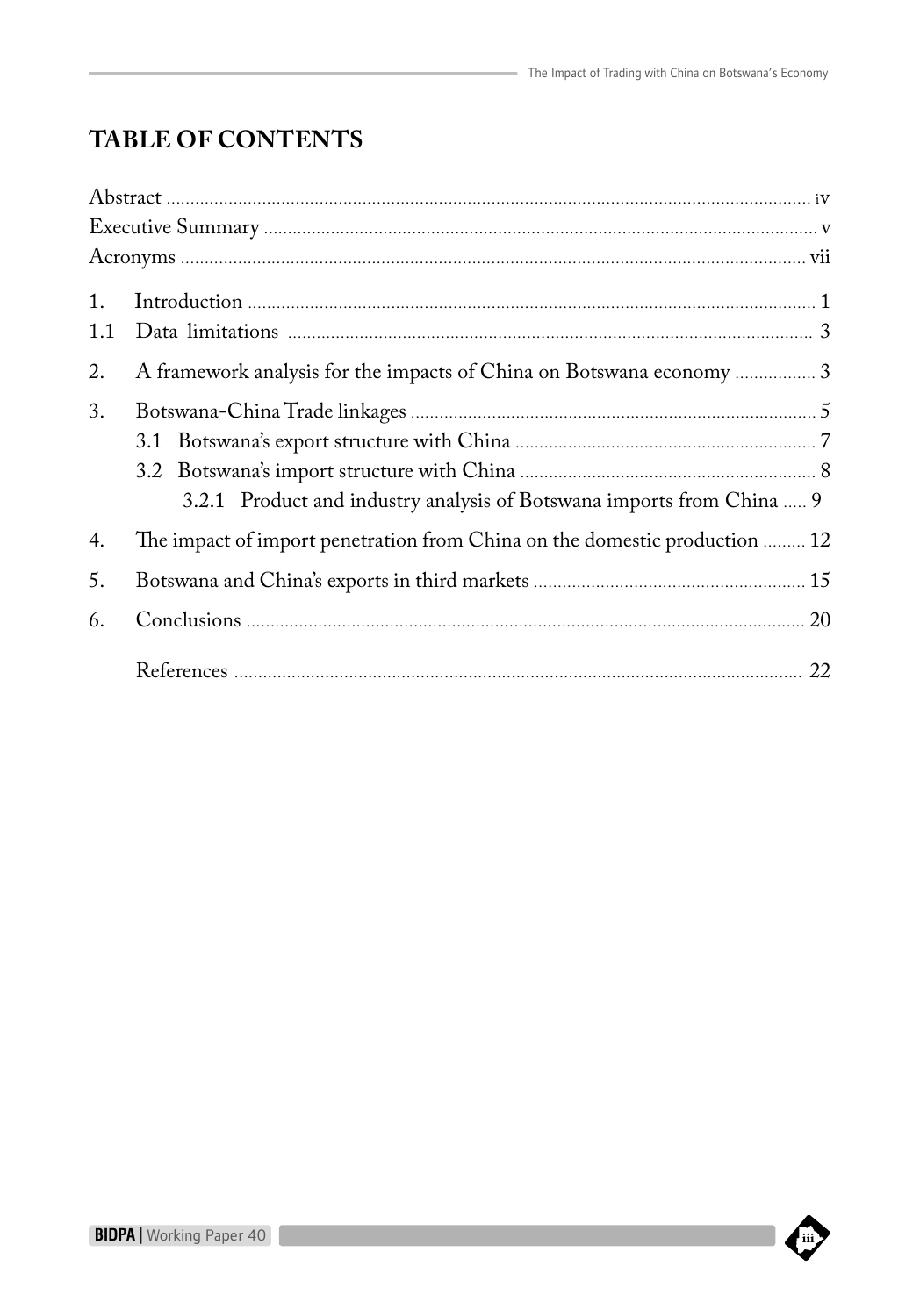# TABLE OF CONTENTS

Abstract ........................................................................................................ iv
Executive Summary ........................................................................................ v
Acronyms ...................................................................................................... vii

1. Introduction .............................................................................................. 1
1.1 Data limitations ....................................................................................... 3

2. A framework analysis for the impacts of China on Botswana economy ................. 3

3. Botswana-China Trade linkages ..................................................................... 5
   - 3.1 Botswana's export structure with China ................................................. 7
   - 3.2 Botswana's import structure with China ................................................. 8
     - 3.2.1 Product and industry analysis of Botswana imports from China ..... 9

4. The impact of import penetration from China on the domestic production ......... 12

5. Botswana and China's exports in third markets ............................................. 15

6. Conclusions ................................................................................................ 20

References ...................................................................................................... 22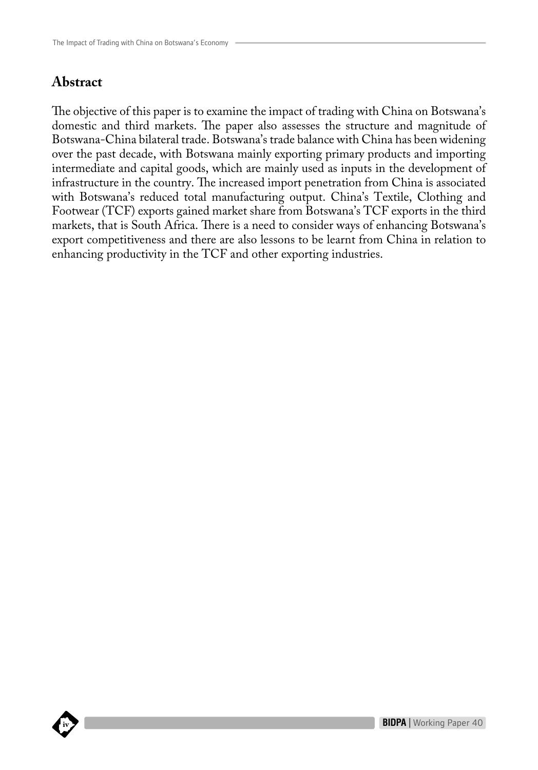## Abstract

The objective of this paper is to examine the impact of trading with China on Botswana's domestic and third markets. The paper also assesses the structure and magnitude of Botswana-China bilateral trade. Botswana's trade balance with China has been widening over the past decade, with Botswana mainly exporting primary products and importing intermediate and capital goods, which are mainly used as inputs in the development of infrastructure in the country. The increased import penetration from China is associated with Botswana's reduced total manufacturing output. China's Textile, Clothing and Footwear (TCF) exports gained market share from Botswana's TCF exports in the third markets, that is South Africa. There is a need to consider ways of enhancing Botswana's export competitiveness and there are also lessons to be learnt from China in relation to enhancing productivity in the TCF and other exporting industries.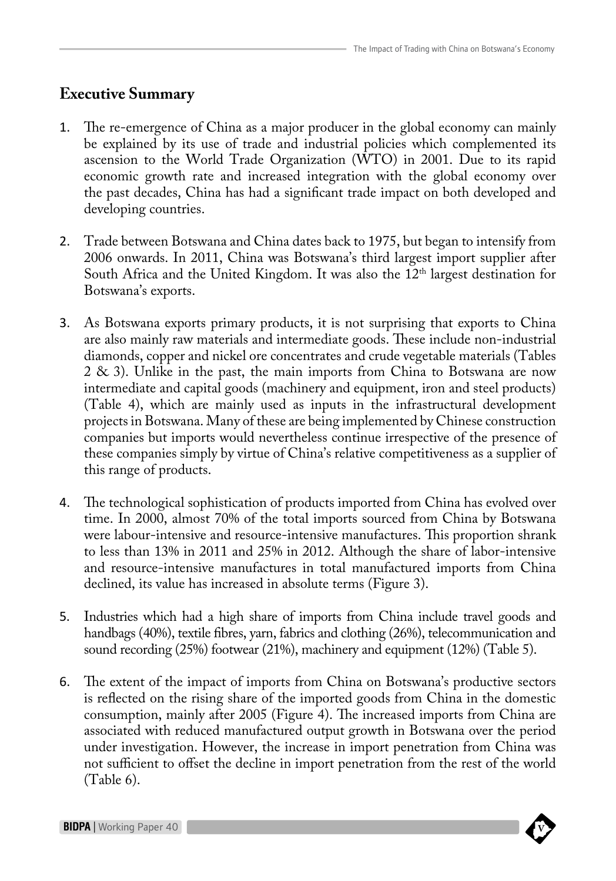## Executive Summary

1. The re-emergence of China as a major producer in the global economy can mainly be explained by its use of trade and industrial policies which complemented its ascension to the World Trade Organization (WTO) in 2001. Due to its rapid economic growth rate and increased integration with the global economy over the past decades, China has had a significant trade impact on both developed and developing countries.

2. Trade between Botswana and China dates back to 1975, but began to intensify from 2006 onwards. In 2011, China was Botswana's third largest import supplier after South Africa and the United Kingdom. It was also the 12th largest destination for Botswana's exports.

3. As Botswana exports primary products, it is not surprising that exports to China are also mainly raw materials and intermediate goods. These include non-industrial diamonds, copper and nickel ore concentrates and crude vegetable materials (Tables 2 & 3). Unlike in the past, the main imports from China to Botswana are now intermediate and capital goods (machinery and equipment, iron and steel products) (Table 4), which are mainly used as inputs in the infrastructural development projects in Botswana. Many of these are being implemented by Chinese construction companies but imports would nevertheless continue irrespective of the presence of these companies simply by virtue of China's relative competitiveness as a supplier of this range of products.

4. The technological sophistication of products imported from China has evolved over time. In 2000, almost 70% of the total imports sourced from China by Botswana were labour-intensive and resource-intensive manufactures. This proportion shrank to less than 13% in 2011 and 25% in 2012. Although the share of labor-intensive and resource-intensive manufactures in total manufactured imports from China declined, its value has increased in absolute terms (Figure 3).

5. Industries which had a high share of imports from China include travel goods and handbags (40%), textile fibres, yarn, fabrics and clothing (26%), telecommunication and sound recording (25%) footwear (21%), machinery and equipment (12%) (Table 5).

6. The extent of the impact of imports from China on Botswana's productive sectors is reflected on the rising share of the imported goods from China in the domestic consumption, mainly after 2005 (Figure 4). The increased imports from China are associated with reduced manufactured output growth in Botswana over the period under investigation. However, the increase in import penetration from China was not sufficient to offset the decline in import penetration from the rest of the world (Table 6).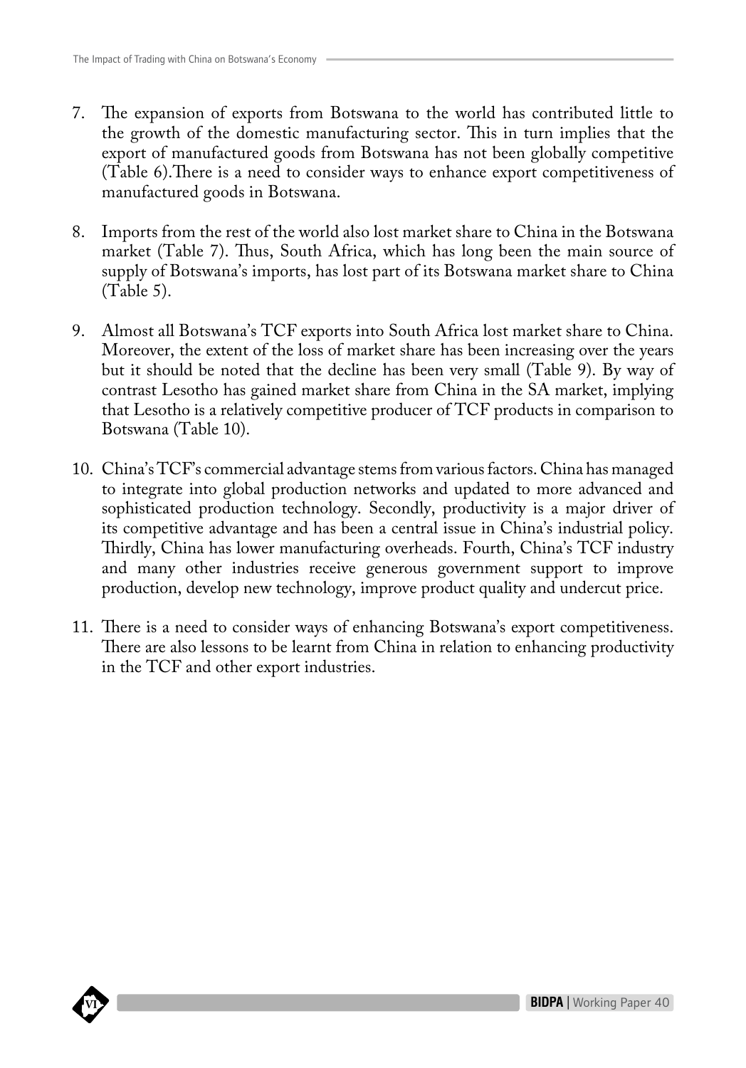7. The expansion of exports from Botswana to the world has contributed little to the growth of the domestic manufacturing sector. This in turn implies that the export of manufactured goods from Botswana has not been globally competitive (Table 6).There is a need to consider ways to enhance export competitiveness of manufactured goods in Botswana.

8. Imports from the rest of the world also lost market share to China in the Botswana market (Table 7). Thus, South Africa, which has long been the main source of supply of Botswana's imports, has lost part of its Botswana market share to China (Table 5).

9. Almost all Botswana's TCF exports into South Africa lost market share to China. Moreover, the extent of the loss of market share has been increasing over the years but it should be noted that the decline has been very small (Table 9). By way of contrast Lesotho has gained market share from China in the SA market, implying that Lesotho is a relatively competitive producer of TCF products in comparison to Botswana (Table 10).

10. China's TCF's commercial advantage stems from various factors. China has managed to integrate into global production networks and updated to more advanced and sophisticated production technology. Secondly, productivity is a major driver of its competitive advantage and has been a central issue in China's industrial policy. Thirdly, China has lower manufacturing overheads. Fourth, China's TCF industry and many other industries receive generous government support to improve production, develop new technology, improve product quality and undercut price.

11. There is a need to consider ways of enhancing Botswana's export competitiveness. There are also lessons to be learnt from China in relation to enhancing productivity in the TCF and other export industries.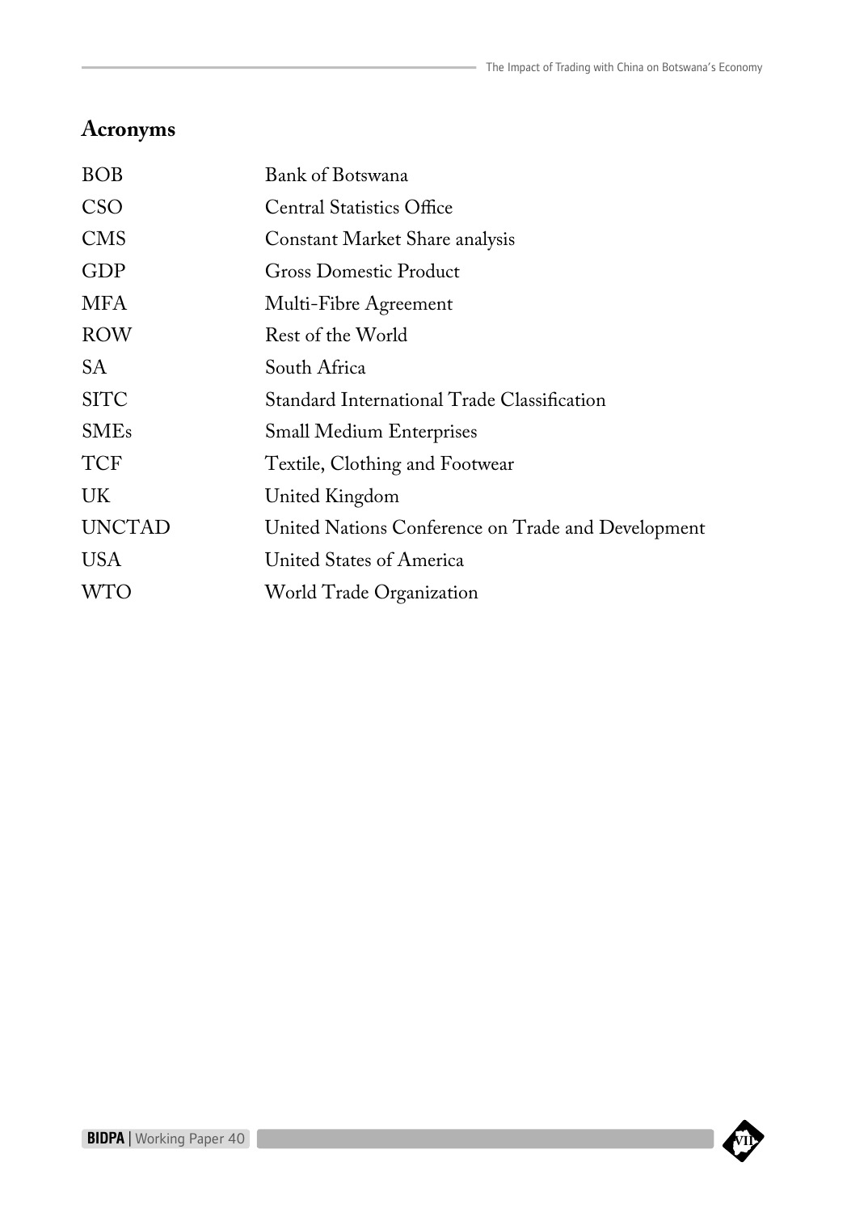## Acronyms

| | |
|---|---|
| BOB | Bank of Botswana |
| CSO | Central Statistics Office |
| CMS | Constant Market Share analysis |
| GDP | Gross Domestic Product |
| MFA | Multi-Fibre Agreement |
| ROW | Rest of the World |
| SA | South Africa |
| SITC | Standard International Trade Classification |
| SMEs | Small Medium Enterprises |
| TCF | Textile, Clothing and Footwear |
| UK | United Kingdom |
| UNCTAD | United Nations Conference on Trade and Development |
| USA | United States of America |
| WTO | World Trade Organization |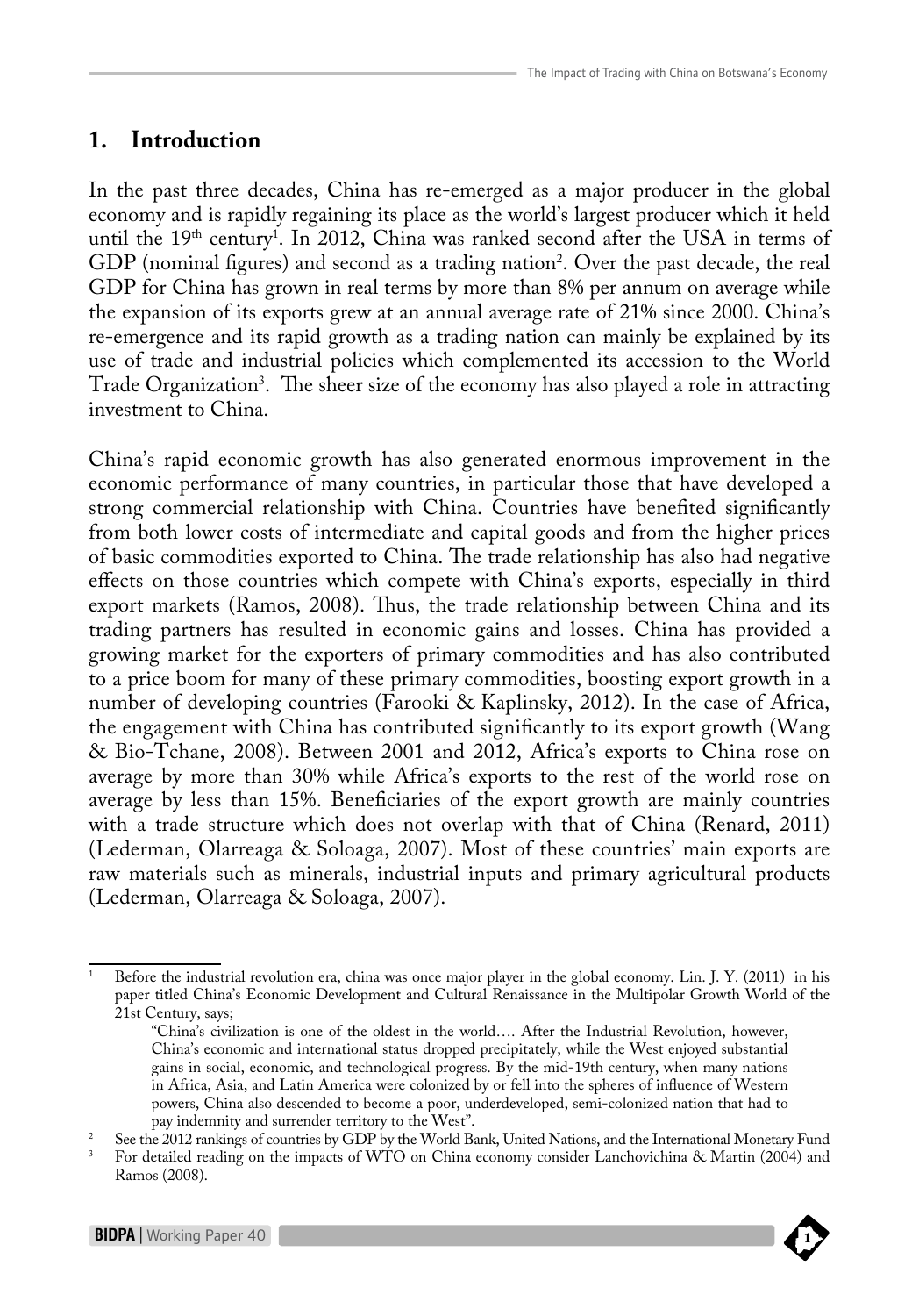## 1. Introduction

In the past three decades, China has re-emerged as a major producer in the global economy and is rapidly regaining its place as the world's largest producer which it held until the 19th century[1]. In 2012, China was ranked second after the USA in terms of GDP (nominal figures) and second as a trading nation[2]. Over the past decade, the real GDP for China has grown in real terms by more than 8% per annum on average while the expansion of its exports grew at an annual average rate of 21% since 2000. China's re-emergence and its rapid growth as a trading nation can mainly be explained by its use of trade and industrial policies which complemented its accession to the World Trade Organization[3]. The sheer size of the economy has also played a role in attracting investment to China.

China's rapid economic growth has also generated enormous improvement in the economic performance of many countries, in particular those that have developed a strong commercial relationship with China. Countries have benefited significantly from both lower costs of intermediate and capital goods and from the higher prices of basic commodities exported to China. The trade relationship has also had negative effects on those countries which compete with China's exports, especially in third export markets (Ramos, 2008). Thus, the trade relationship between China and its trading partners has resulted in economic gains and losses. China has provided a growing market for the exporters of primary commodities and has also contributed to a price boom for many of these primary commodities, boosting export growth in a number of developing countries (Farooki & Kaplinsky, 2012). In the case of Africa, the engagement with China has contributed significantly to its export growth (Wang & Bio-Tchane, 2008). Between 2001 and 2012, Africa's exports to China rose on average by more than 30% while Africa's exports to the rest of the world rose on average by less than 15%. Beneficiaries of the export growth are mainly countries with a trade structure which does not overlap with that of China (Renard, 2011) (Lederman, Olarreaga & Soloaga, 2007). Most of these countries' main exports are raw materials such as minerals, industrial inputs and primary agricultural products (Lederman, Olarreaga & Soloaga, 2007).

---

[1] Before the industrial revolution era, china was once major player in the global economy. Lin. J. Y. (2011) in his paper titled China's Economic Development and Cultural Renaissance in the Multipolar Growth World of the 21st Century, says;

> "China's civilization is one of the oldest in the world…. After the Industrial Revolution, however, China's economic and international status dropped precipitately, while the West enjoyed substantial gains in social, economic, and technological progress. By the mid-19th century, when many nations in Africa, Asia, and Latin America were colonized by or fell into the spheres of influence of Western powers, China also descended to become a poor, underdeveloped, semi-colonized nation that had to pay indemnity and surrender territory to the West".

[2] See the 2012 rankings of countries by GDP by the World Bank, United Nations, and the International Monetary Fund

[3] For detailed reading on the impacts of WTO on China economy consider Lanchovichina & Martin (2004) and Ramos (2008).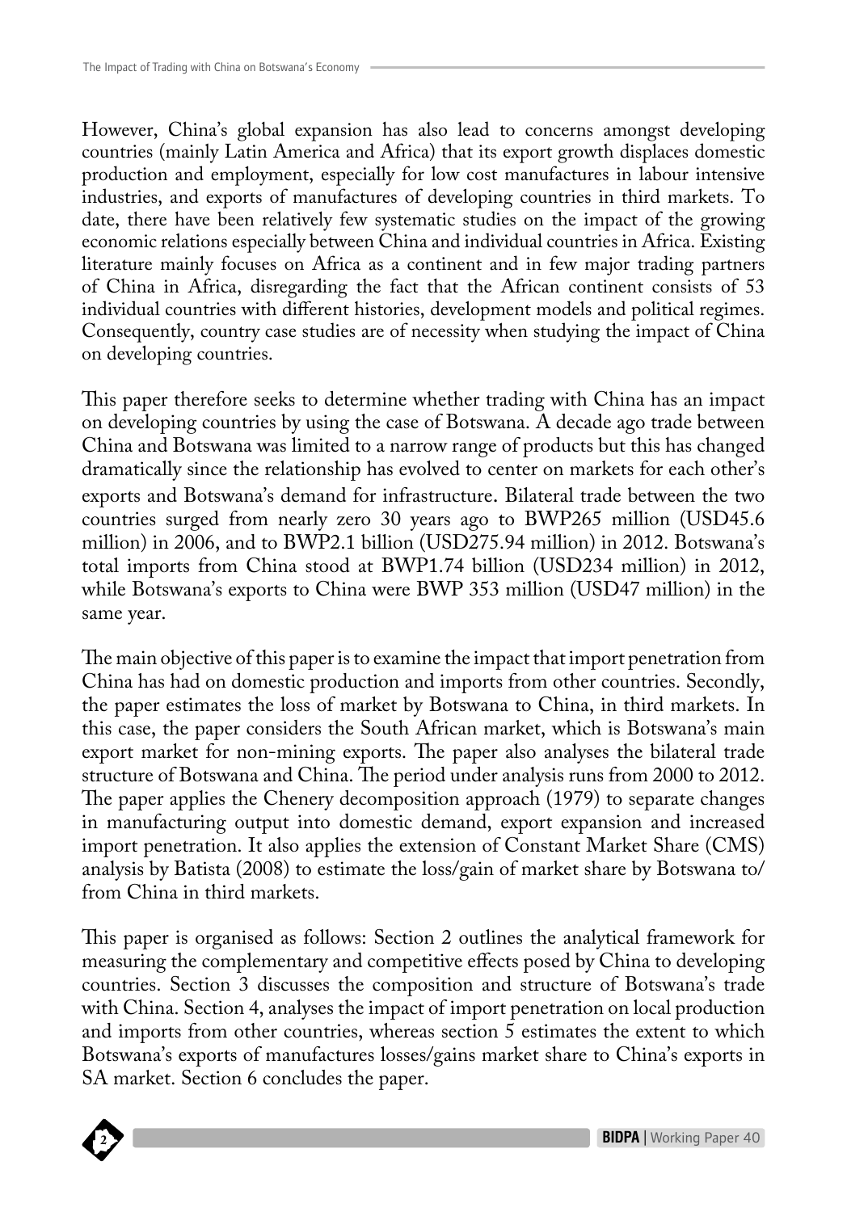However, China's global expansion has also lead to concerns amongst developing countries (mainly Latin America and Africa) that its export growth displaces domestic production and employment, especially for low cost manufactures in labour intensive industries, and exports of manufactures of developing countries in third markets. To date, there have been relatively few systematic studies on the impact of the growing economic relations especially between China and individual countries in Africa. Existing literature mainly focuses on Africa as a continent and in few major trading partners of China in Africa, disregarding the fact that the African continent consists of 53 individual countries with different histories, development models and political regimes. Consequently, country case studies are of necessity when studying the impact of China on developing countries.

This paper therefore seeks to determine whether trading with China has an impact on developing countries by using the case of Botswana. A decade ago trade between China and Botswana was limited to a narrow range of products but this has changed dramatically since the relationship has evolved to center on markets for each other's exports and Botswana's demand for infrastructure. Bilateral trade between the two countries surged from nearly zero 30 years ago to BWP265 million (USD45.6 million) in 2006, and to BWP2.1 billion (USD275.94 million) in 2012. Botswana's total imports from China stood at BWP1.74 billion (USD234 million) in 2012, while Botswana's exports to China were BWP 353 million (USD47 million) in the same year.

The main objective of this paper is to examine the impact that import penetration from China has had on domestic production and imports from other countries. Secondly, the paper estimates the loss of market by Botswana to China, in third markets. In this case, the paper considers the South African market, which is Botswana's main export market for non-mining exports. The paper also analyses the bilateral trade structure of Botswana and China. The period under analysis runs from 2000 to 2012. The paper applies the Chenery decomposition approach (1979) to separate changes in manufacturing output into domestic demand, export expansion and increased import penetration. It also applies the extension of Constant Market Share (CMS) analysis by Batista (2008) to estimate the loss/gain of market share by Botswana to/from China in third markets.

This paper is organised as follows: Section 2 outlines the analytical framework for measuring the complementary and competitive effects posed by China to developing countries. Section 3 discusses the composition and structure of Botswana's trade with China. Section 4, analyses the impact of import penetration on local production and imports from other countries, whereas section 5 estimates the extent to which Botswana's exports of manufactures losses/gains market share to China's exports in SA market. Section 6 concludes the paper.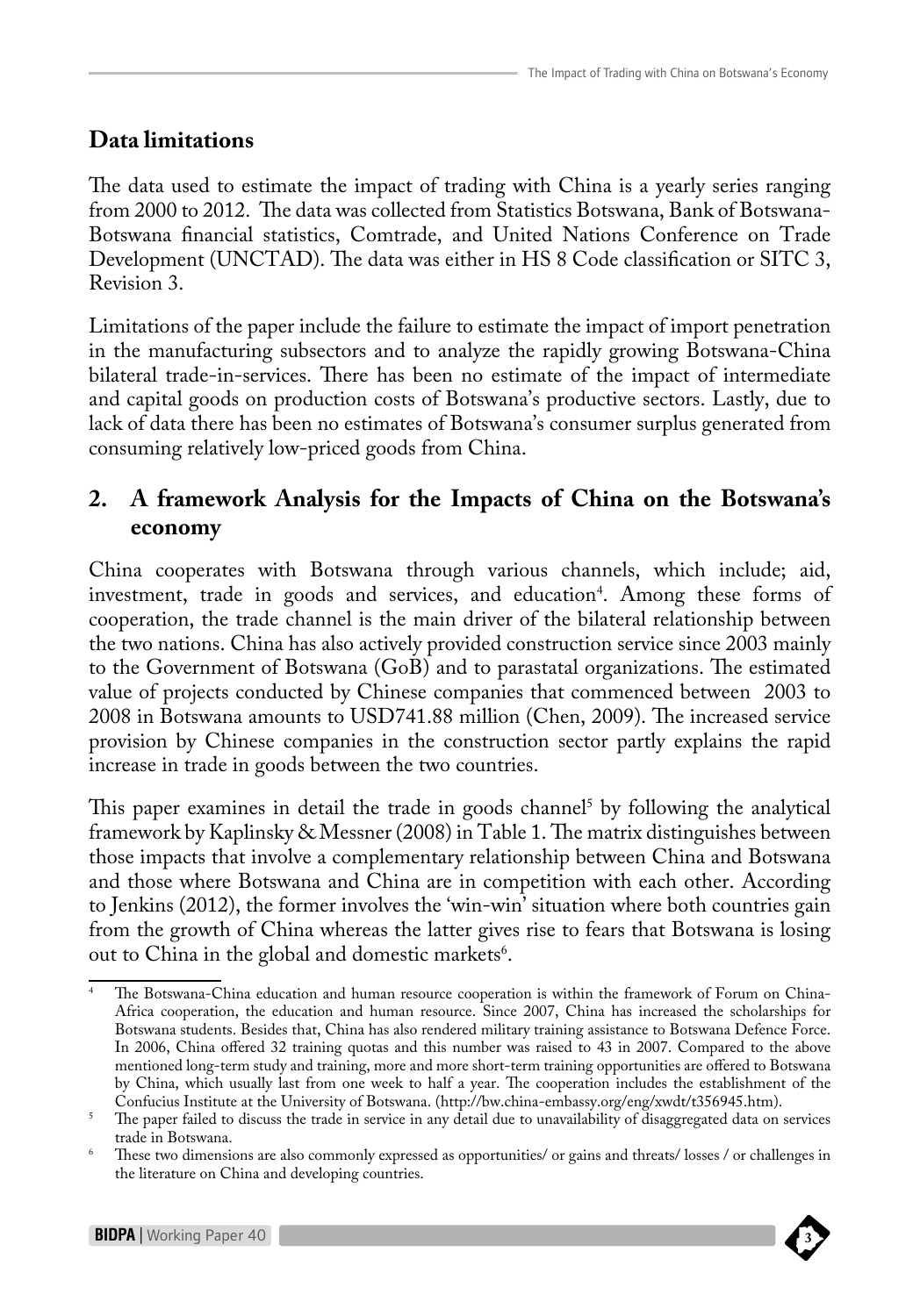## Data limitations

The data used to estimate the impact of trading with China is a yearly series ranging from 2000 to 2012. The data was collected from Statistics Botswana, Bank of Botswana-Botswana financial statistics, Comtrade, and United Nations Conference on Trade Development (UNCTAD). The data was either in HS 8 Code classification or SITC 3, Revision 3.

Limitations of the paper include the failure to estimate the impact of import penetration in the manufacturing subsectors and to analyze the rapidly growing Botswana-China bilateral trade-in-services. There has been no estimate of the impact of intermediate and capital goods on production costs of Botswana's productive sectors. Lastly, due to lack of data there has been no estimates of Botswana's consumer surplus generated from consuming relatively low-priced goods from China.

## 2. A framework Analysis for the Impacts of China on the Botswana's economy

China cooperates with Botswana through various channels, which include; aid, investment, trade in goods and services, and education[4]. Among these forms of cooperation, the trade channel is the main driver of the bilateral relationship between the two nations. China has also actively provided construction service since 2003 mainly to the Government of Botswana (GoB) and to parastatal organizations. The estimated value of projects conducted by Chinese companies that commenced between 2003 to 2008 in Botswana amounts to USD741.88 million (Chen, 2009). The increased service provision by Chinese companies in the construction sector partly explains the rapid increase in trade in goods between the two countries.

This paper examines in detail the trade in goods channel[5] by following the analytical framework by Kaplinsky & Messner (2008) in Table 1. The matrix distinguishes between those impacts that involve a complementary relationship between China and Botswana and those where Botswana and China are in competition with each other. According to Jenkins (2012), the former involves the 'win-win' situation where both countries gain from the growth of China whereas the latter gives rise to fears that Botswana is losing out to China in the global and domestic markets[6].

[4] The Botswana-China education and human resource cooperation is within the framework of Forum on China-Africa cooperation, the education and human resource. Since 2007, China has increased the scholarships for Botswana students. Besides that, China has also rendered military training assistance to Botswana Defence Force. In 2006, China offered 32 training quotas and this number was raised to 43 in 2007. Compared to the above mentioned long-term study and training, more and more short-term training opportunities are offered to Botswana by China, which usually last from one week to half a year. The cooperation includes the establishment of the Confucius Institute at the University of Botswana. (http://bw.china-embassy.org/eng/xwdt/t356945.htm).

[5] The paper failed to discuss the trade in service in any detail due to unavailability of disaggregated data on services trade in Botswana.

[6] These two dimensions are also commonly expressed as opportunities/ or gains and threats/ losses / or challenges in the literature on China and developing countries.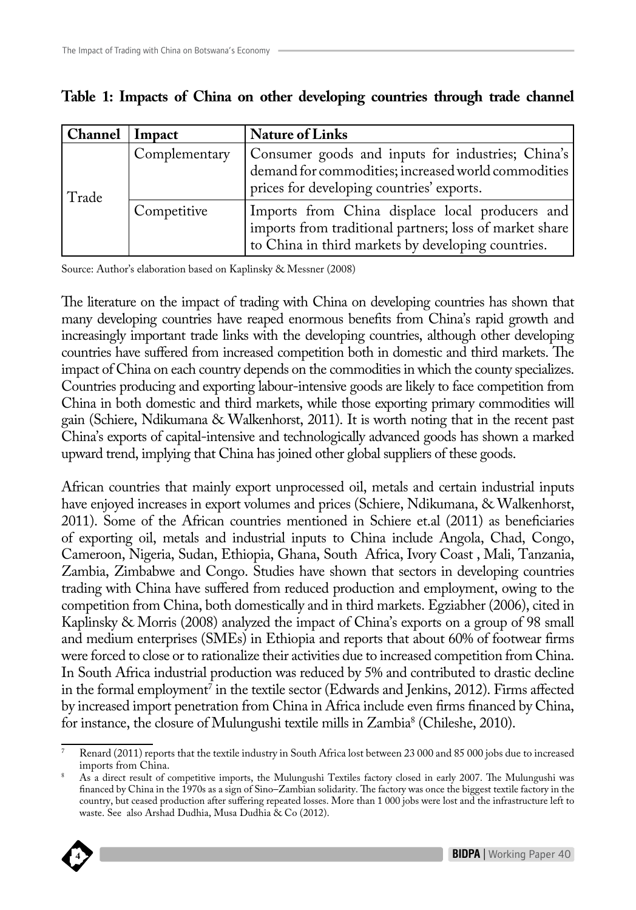**Table 1: Impacts of China on other developing countries through trade channel**

| Channel | Impact | Nature of Links |
|---|---|---|
| Trade | Complementary | Consumer goods and inputs for industries; China's demand for commodities; increased world commodities prices for developing countries' exports. |
| | Competitive | Imports from China displace local producers and imports from traditional partners; loss of market share to China in third markets by developing countries. |

Source: Author's elaboration based on Kaplinsky & Messner (2008)

The literature on the impact of trading with China on developing countries has shown that many developing countries have reaped enormous benefits from China's rapid growth and increasingly important trade links with the developing countries, although other developing countries have suffered from increased competition both in domestic and third markets. The impact of China on each country depends on the commodities in which the county specializes. Countries producing and exporting labour-intensive goods are likely to face competition from China in both domestic and third markets, while those exporting primary commodities will gain (Schiere, Ndikumana & Walkenhorst, 2011). It is worth noting that in the recent past China's exports of capital-intensive and technologically advanced goods has shown a marked upward trend, implying that China has joined other global suppliers of these goods.

African countries that mainly export unprocessed oil, metals and certain industrial inputs have enjoyed increases in export volumes and prices (Schiere, Ndikumana, & Walkenhorst, 2011). Some of the African countries mentioned in Schiere et.al (2011) as beneficiaries of exporting oil, metals and industrial inputs to China include Angola, Chad, Congo, Cameroon, Nigeria, Sudan, Ethiopia, Ghana, South Africa, Ivory Coast , Mali, Tanzania, Zambia, Zimbabwe and Congo. Studies have shown that sectors in developing countries trading with China have suffered from reduced production and employment, owing to the competition from China, both domestically and in third markets. Egziabher (2006), cited in Kaplinsky & Morris (2008) analyzed the impact of China's exports on a group of 98 small and medium enterprises (SMEs) in Ethiopia and reports that about 60% of footwear firms were forced to close or to rationalize their activities due to increased competition from China. In South Africa industrial production was reduced by 5% and contributed to drastic decline in the formal employment[7] in the textile sector (Edwards and Jenkins, 2012). Firms affected by increased import penetration from China in Africa include even firms financed by China, for instance, the closure of Mulungushi textile mills in Zambia[8] (Chileshe, 2010).

[7] Renard (2011) reports that the textile industry in South Africa lost between 23 000 and 85 000 jobs due to increased imports from China.

[8] As a direct result of competitive imports, the Mulungushi Textiles factory closed in early 2007. The Mulungushi was financed by China in the 1970s as a sign of Sino–Zambian solidarity. The factory was once the biggest textile factory in the country, but ceased production after suffering repeated losses. More than 1 000 jobs were lost and the infrastructure left to waste. See also Arshad Dudhia, Musa Dudhia & Co (2012).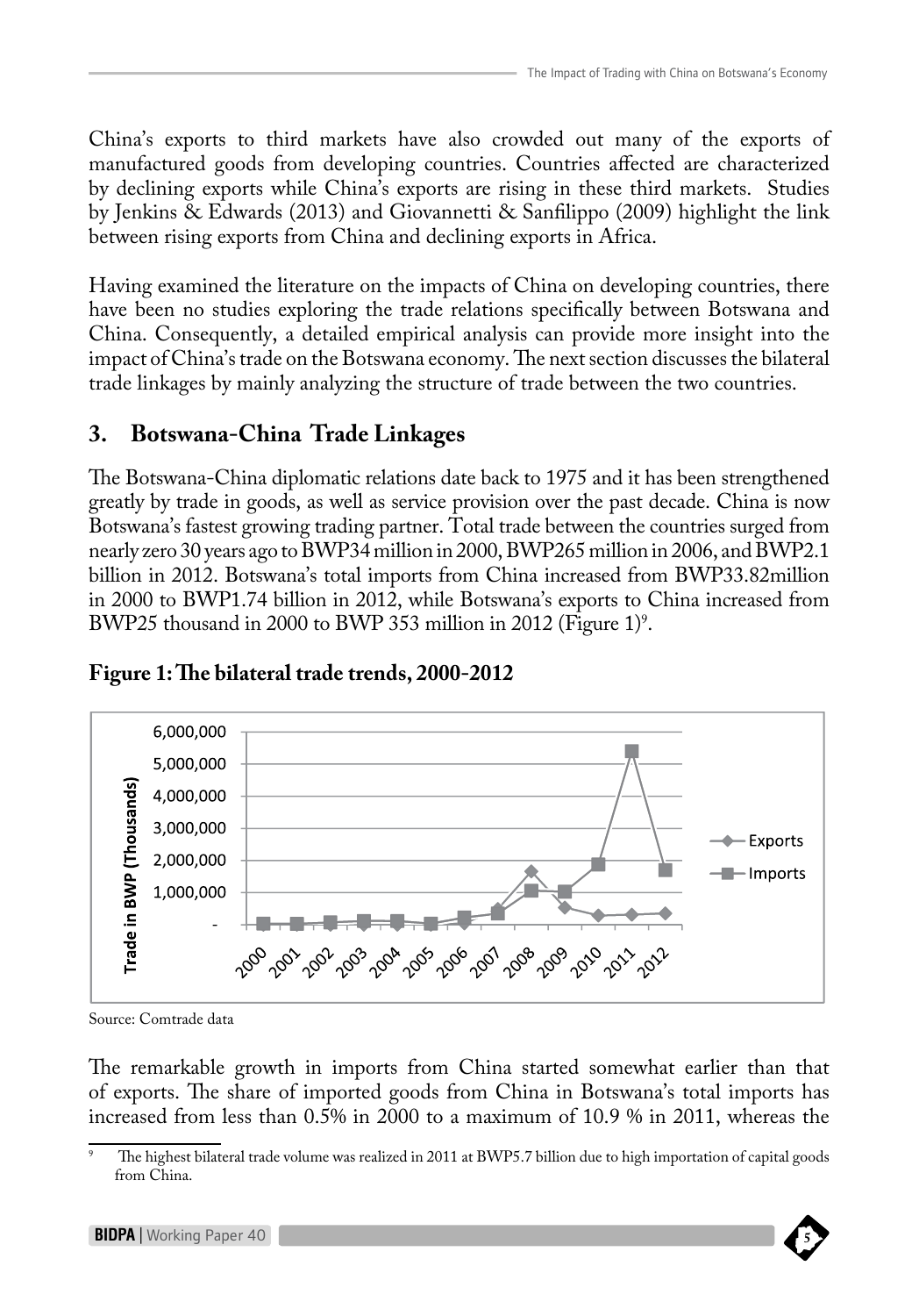China's exports to third markets have also crowded out many of the exports of manufactured goods from developing countries. Countries affected are characterized by declining exports while China's exports are rising in these third markets. Studies by Jenkins & Edwards (2013) and Giovannetti & Sanfilippo (2009) highlight the link between rising exports from China and declining exports in Africa.

Having examined the literature on the impacts of China on developing countries, there have been no studies exploring the trade relations specifically between Botswana and China. Consequently, a detailed empirical analysis can provide more insight into the impact of China's trade on the Botswana economy. The next section discusses the bilateral trade linkages by mainly analyzing the structure of trade between the two countries.

## 3. Botswana-China Trade Linkages

The Botswana-China diplomatic relations date back to 1975 and it has been strengthened greatly by trade in goods, as well as service provision over the past decade. China is now Botswana's fastest growing trading partner. Total trade between the countries surged from nearly zero 30 years ago to BWP34 million in 2000, BWP265 million in 2006, and BWP2.1 billion in 2012. Botswana's total imports from China increased from BWP33.82million in 2000 to BWP1.74 billion in 2012, while Botswana's exports to China increased from BWP25 thousand in 2000 to BWP 353 million in 2012 (Figure 1)[9].

**Figure 1: The bilateral trade trends, 2000-2012**

Source: Comtrade data

The remarkable growth in imports from China started somewhat earlier than that of exports. The share of imported goods from China in Botswana's total imports has increased from less than 0.5% in 2000 to a maximum of 10.9 % in 2011, whereas the

[9] The highest bilateral trade volume was realized in 2011 at BWP5.7 billion due to high importation of capital goods from China.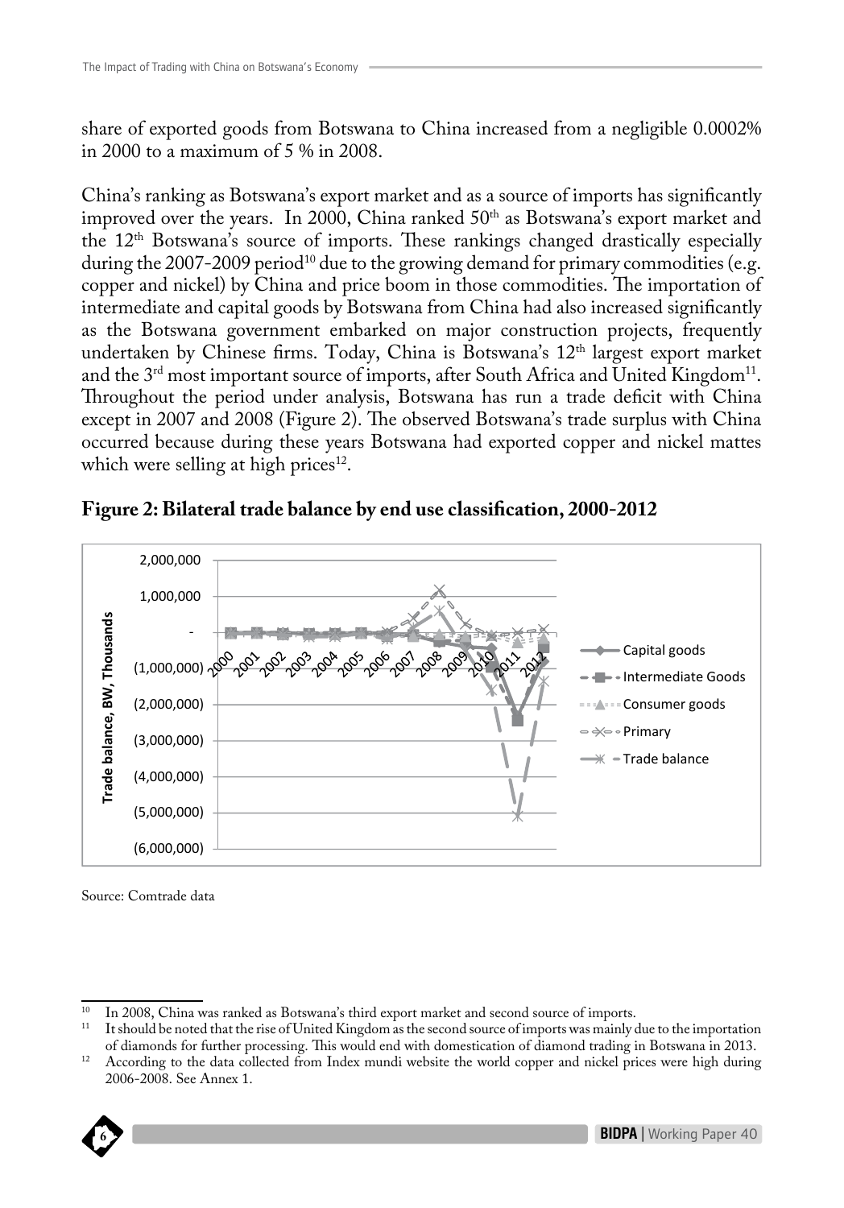share of exported goods from Botswana to China increased from a negligible 0.0002% in 2000 to a maximum of 5 % in 2008.

China's ranking as Botswana's export market and as a source of imports has significantly improved over the years. In 2000, China ranked 50th as Botswana's export market and the 12th Botswana's source of imports. These rankings changed drastically especially during the 2007-2009 period[10] due to the growing demand for primary commodities (e.g. copper and nickel) by China and price boom in those commodities. The importation of intermediate and capital goods by Botswana from China had also increased significantly as the Botswana government embarked on major construction projects, frequently undertaken by Chinese firms. Today, China is Botswana's 12th largest export market and the 3rd most important source of imports, after South Africa and United Kingdom[11]. Throughout the period under analysis, Botswana has run a trade deficit with China except in 2007 and 2008 (Figure 2). The observed Botswana's trade surplus with China occurred because during these years Botswana had exported copper and nickel mattes which were selling at high prices[12].

**Figure 2: Bilateral trade balance by end use classification, 2000-2012**

Source: Comtrade data

---

[10] In 2008, China was ranked as Botswana's third export market and second source of imports.

[11] It should be noted that the rise of United Kingdom as the second source of imports was mainly due to the importation of diamonds for further processing. This would end with domestication of diamond trading in Botswana in 2013.

[12] According to the data collected from Index mundi website the world copper and nickel prices were high during 2006-2008. See Annex 1.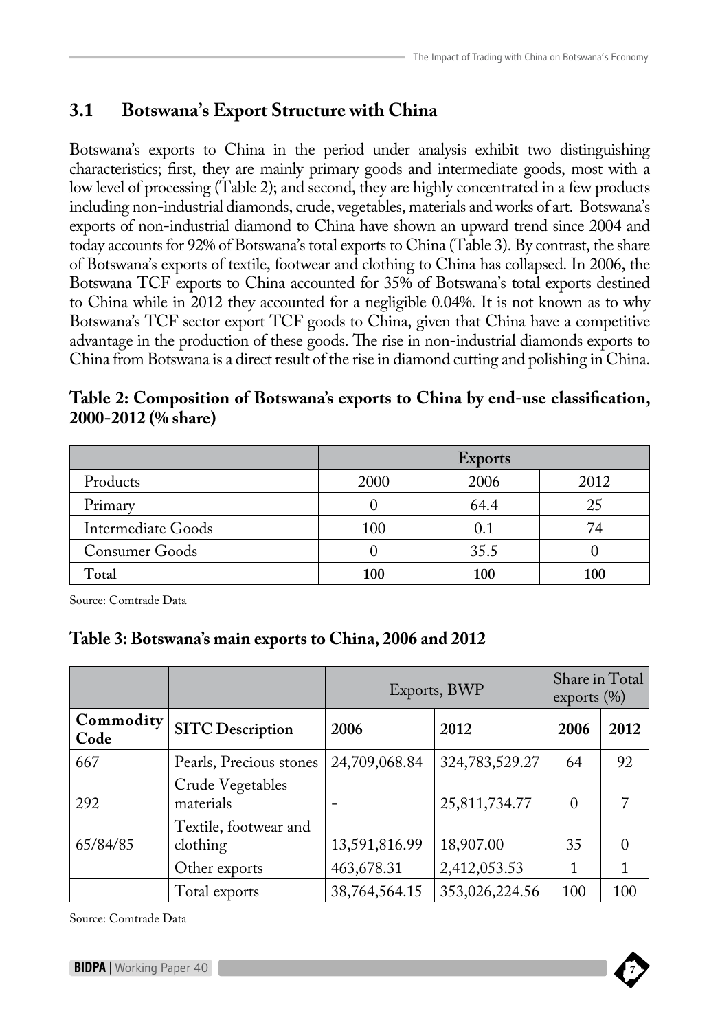## 3.1 Botswana's Export Structure with China

Botswana's exports to China in the period under analysis exhibit two distinguishing characteristics; first, they are mainly primary goods and intermediate goods, most with a low level of processing (Table 2); and second, they are highly concentrated in a few products including non-industrial diamonds, crude, vegetables, materials and works of art. Botswana's exports of non-industrial diamond to China have shown an upward trend since 2004 and today accounts for 92% of Botswana's total exports to China (Table 3). By contrast, the share of Botswana's exports of textile, footwear and clothing to China has collapsed. In 2006, the Botswana TCF exports to China accounted for 35% of Botswana's total exports destined to China while in 2012 they accounted for a negligible 0.04%. It is not known as to why Botswana's TCF sector export TCF goods to China, given that China have a competitive advantage in the production of these goods. The rise in non-industrial diamonds exports to China from Botswana is a direct result of the rise in diamond cutting and polishing in China.

**Table 2: Composition of Botswana's exports to China by end-use classification, 2000-2012 (% share)**

| | **Exports** | | |
|---|---|---|---|
| Products | 2000 | 2006 | 2012 |
| Primary | 0 | 64.4 | 25 |
| Intermediate Goods | 100 | 0.1 | 74 |
| Consumer Goods | 0 | 35.5 | 0 |
| **Total** | **100** | **100** | **100** |

Source: Comtrade Data

**Table 3: Botswana's main exports to China, 2006 and 2012**

| | | Exports, BWP | | Share in Total exports (%) | |
|---|---|---|---|---|---|
| **Commodity Code** | **SITC Description** | **2006** | **2012** | **2006** | **2012** |
| 667 | Pearls, Precious stones | 24,709,068.84 | 324,783,529.27 | 64 | 92 |
| 292 | Crude Vegetables materials | - | 25,811,734.77 | 0 | 7 |
| 65/84/85 | Textile, footwear and clothing | 13,591,816.99 | 18,907.00 | 35 | 0 |
| | Other exports | 463,678.31 | 2,412,053.53 | 1 | 1 |
| | Total exports | 38,764,564.15 | 353,026,224.56 | 100 | 100 |

Source: Comtrade Data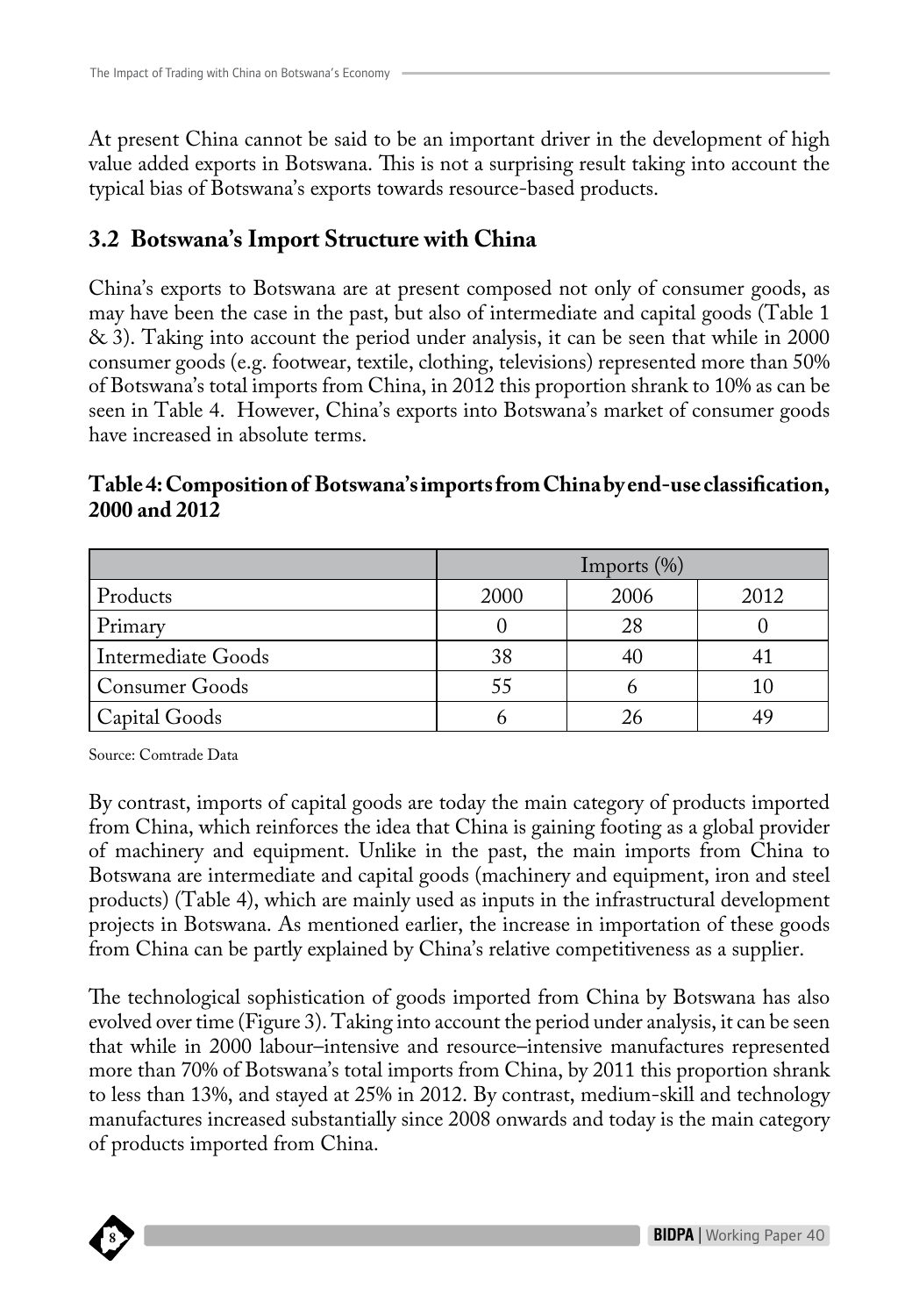At present China cannot be said to be an important driver in the development of high value added exports in Botswana. This is not a surprising result taking into account the typical bias of Botswana's exports towards resource-based products.

### 3.2 Botswana's Import Structure with China

China's exports to Botswana are at present composed not only of consumer goods, as may have been the case in the past, but also of intermediate and capital goods (Table 1 & 3). Taking into account the period under analysis, it can be seen that while in 2000 consumer goods (e.g. footwear, textile, clothing, televisions) represented more than 50% of Botswana's total imports from China, in 2012 this proportion shrank to 10% as can be seen in Table 4. However, China's exports into Botswana's market of consumer goods have increased in absolute terms.

**Table 4: Composition of Botswana's imports from China by end-use classification, 2000 and 2012**

| | Imports (%) | | |
|---|---|---|---|
| Products | 2000 | 2006 | 2012 |
| Primary | 0 | 28 | 0 |
| Intermediate Goods | 38 | 40 | 41 |
| Consumer Goods | 55 | 6 | 10 |
| Capital Goods | 6 | 26 | 49 |

Source: Comtrade Data

By contrast, imports of capital goods are today the main category of products imported from China, which reinforces the idea that China is gaining footing as a global provider of machinery and equipment. Unlike in the past, the main imports from China to Botswana are intermediate and capital goods (machinery and equipment, iron and steel products) (Table 4), which are mainly used as inputs in the infrastructural development projects in Botswana. As mentioned earlier, the increase in importation of these goods from China can be partly explained by China's relative competitiveness as a supplier.

The technological sophistication of goods imported from China by Botswana has also evolved over time (Figure 3). Taking into account the period under analysis, it can be seen that while in 2000 labour–intensive and resource–intensive manufactures represented more than 70% of Botswana's total imports from China, by 2011 this proportion shrank to less than 13%, and stayed at 25% in 2012. By contrast, medium-skill and technology manufactures increased substantially since 2008 onwards and today is the main category of products imported from China.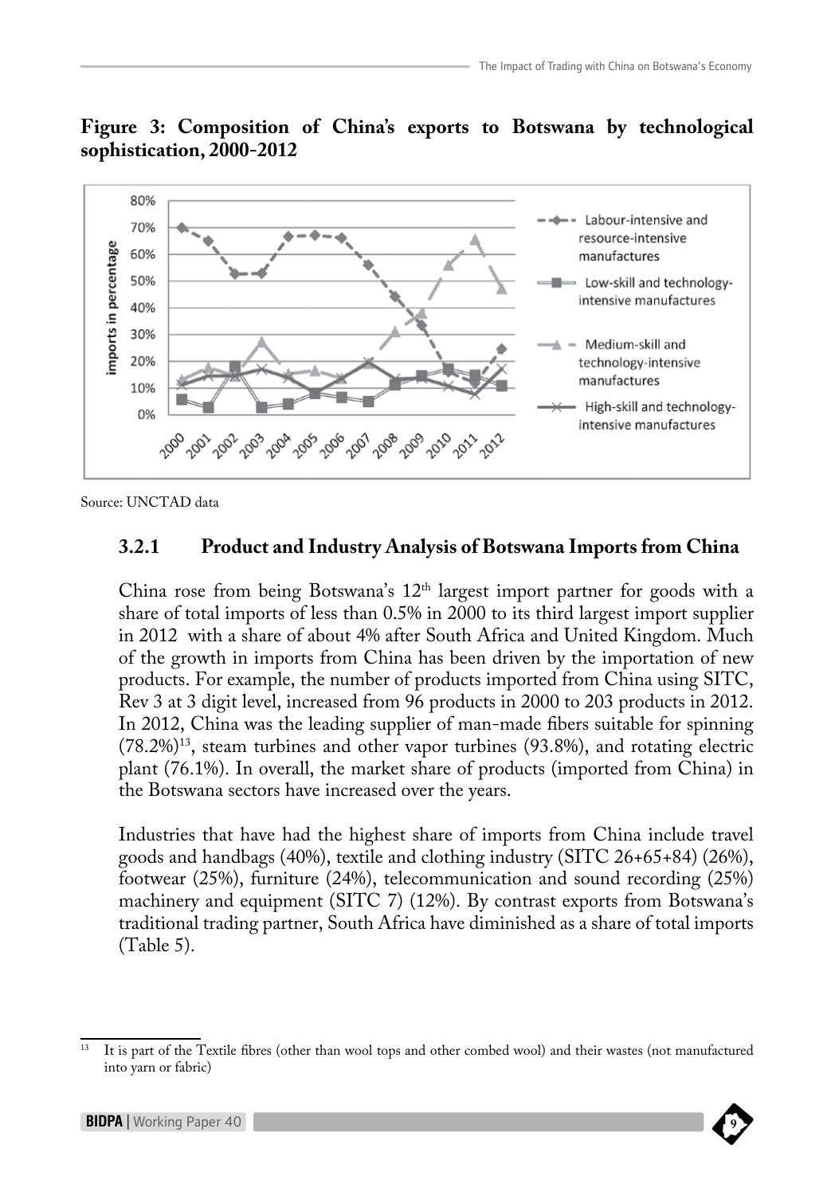**Figure 3: Composition of China's exports to Botswana by technological sophistication, 2000-2012**

Source: UNCTAD data

### 3.2.1 Product and Industry Analysis of Botswana Imports from China

China rose from being Botswana's 12th largest import partner for goods with a share of total imports of less than 0.5% in 2000 to its third largest import supplier in 2012 with a share of about 4% after South Africa and United Kingdom. Much of the growth in imports from China has been driven by the importation of new products. For example, the number of products imported from China using SITC, Rev 3 at 3 digit level, increased from 96 products in 2000 to 203 products in 2012. In 2012, China was the leading supplier of man-made fibers suitable for spinning (78.2%)[13], steam turbines and other vapor turbines (93.8%), and rotating electric plant (76.1%). In overall, the market share of products (imported from China) in the Botswana sectors have increased over the years.

Industries that have had the highest share of imports from China include travel goods and handbags (40%), textile and clothing industry (SITC 26+65+84) (26%), footwear (25%), furniture (24%), telecommunication and sound recording (25%) machinery and equipment (SITC 7) (12%). By contrast exports from Botswana's traditional trading partner, South Africa have diminished as a share of total imports (Table 5).

---

[13] It is part of the Textile fibres (other than wool tops and other combed wool) and their wastes (not manufactured into yarn or fabric)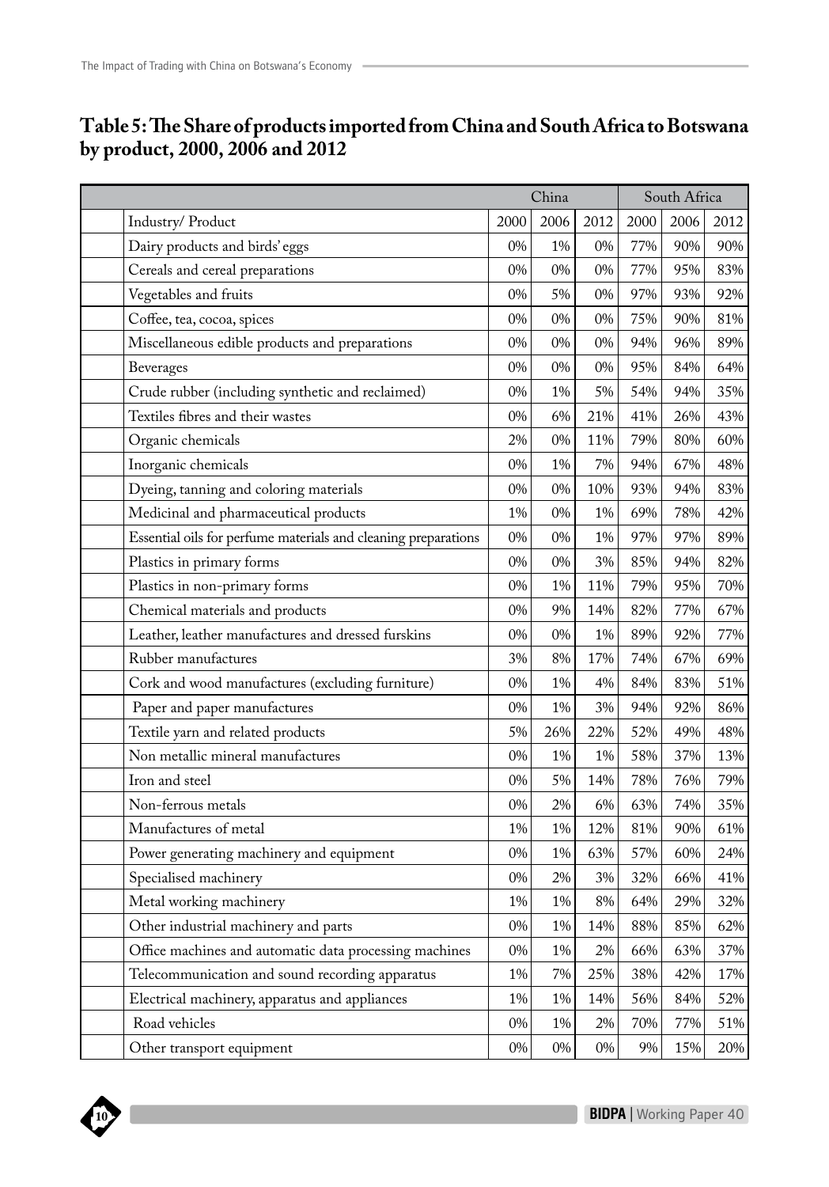## Table 5: The Share of products imported from China and South Africa to Botswana by product, 2000, 2006 and 2012

| | China | | | South Africa | | |
|---|---|---|---|---|---|---|
| Industry/ Product | 2000 | 2006 | 2012 | 2000 | 2006 | 2012 |
| Dairy products and birds' eggs | 0% | 1% | 0% | 77% | 90% | 90% |
| Cereals and cereal preparations | 0% | 0% | 0% | 77% | 95% | 83% |
| Vegetables and fruits | 0% | 5% | 0% | 97% | 93% | 92% |
| Coffee, tea, cocoa, spices | 0% | 0% | 0% | 75% | 90% | 81% |
| Miscellaneous edible products and preparations | 0% | 0% | 0% | 94% | 96% | 89% |
| Beverages | 0% | 0% | 0% | 95% | 84% | 64% |
| Crude rubber (including synthetic and reclaimed) | 0% | 1% | 5% | 54% | 94% | 35% |
| Textiles fibres and their wastes | 0% | 6% | 21% | 41% | 26% | 43% |
| Organic chemicals | 2% | 0% | 11% | 79% | 80% | 60% |
| Inorganic chemicals | 0% | 1% | 7% | 94% | 67% | 48% |
| Dyeing, tanning and coloring materials | 0% | 0% | 10% | 93% | 94% | 83% |
| Medicinal and pharmaceutical products | 1% | 0% | 1% | 69% | 78% | 42% |
| Essential oils for perfume materials and cleaning preparations | 0% | 0% | 1% | 97% | 97% | 89% |
| Plastics in primary forms | 0% | 0% | 3% | 85% | 94% | 82% |
| Plastics in non-primary forms | 0% | 1% | 11% | 79% | 95% | 70% |
| Chemical materials and products | 0% | 9% | 14% | 82% | 77% | 67% |
| Leather, leather manufactures and dressed furskins | 0% | 0% | 1% | 89% | 92% | 77% |
| Rubber manufactures | 3% | 8% | 17% | 74% | 67% | 69% |
| Cork and wood manufactures (excluding furniture) | 0% | 1% | 4% | 84% | 83% | 51% |
| Paper and paper manufactures | 0% | 1% | 3% | 94% | 92% | 86% |
| Textile yarn and related products | 5% | 26% | 22% | 52% | 49% | 48% |
| Non metallic mineral manufactures | 0% | 1% | 1% | 58% | 37% | 13% |
| Iron and steel | 0% | 5% | 14% | 78% | 76% | 79% |
| Non-ferrous metals | 0% | 2% | 6% | 63% | 74% | 35% |
| Manufactures of metal | 1% | 1% | 12% | 81% | 90% | 61% |
| Power generating machinery and equipment | 0% | 1% | 63% | 57% | 60% | 24% |
| Specialised machinery | 0% | 2% | 3% | 32% | 66% | 41% |
| Metal working machinery | 1% | 1% | 8% | 64% | 29% | 32% |
| Other industrial machinery and parts | 0% | 1% | 14% | 88% | 85% | 62% |
| Office machines and automatic data processing machines | 0% | 1% | 2% | 66% | 63% | 37% |
| Telecommunication and sound recording apparatus | 1% | 7% | 25% | 38% | 42% | 17% |
| Electrical machinery, apparatus and appliances | 1% | 1% | 14% | 56% | 84% | 52% |
| Road vehicles | 0% | 1% | 2% | 70% | 77% | 51% |
| Other transport equipment | 0% | 0% | 0% | 9% | 15% | 20% |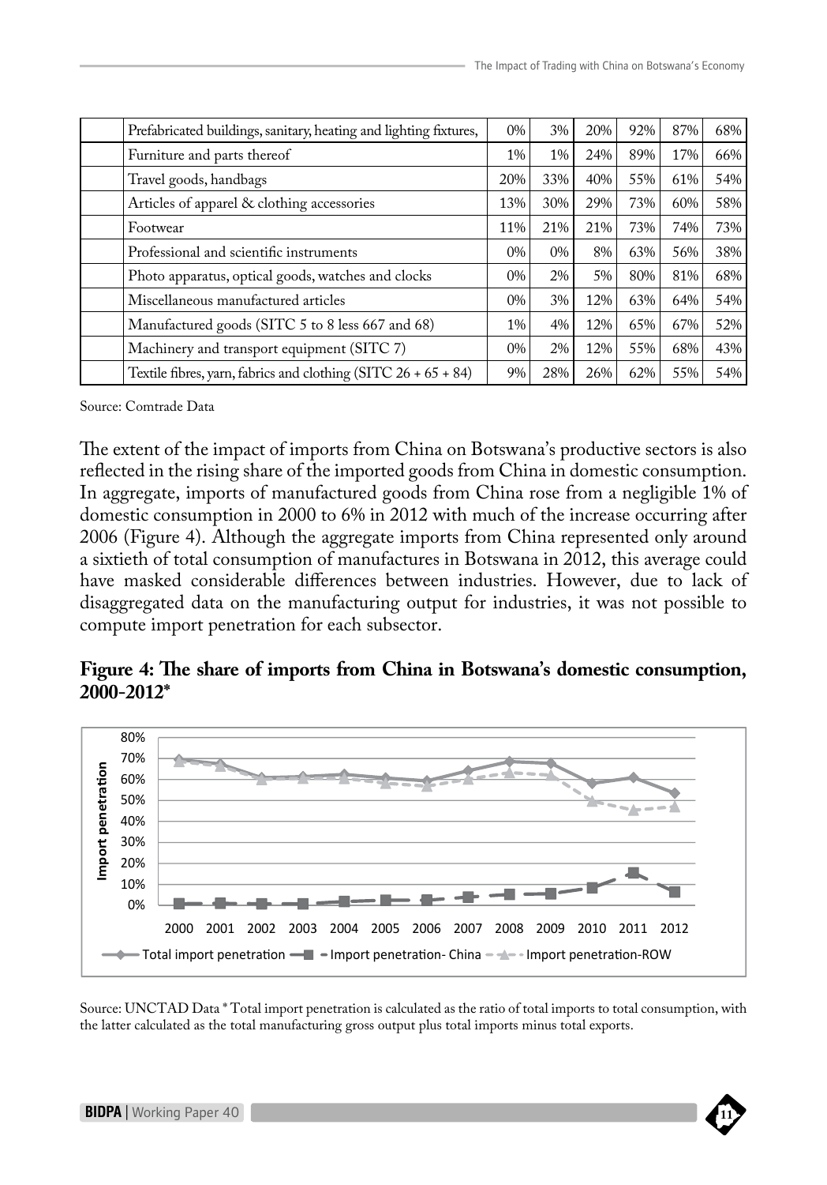|  | Prefabricated buildings, sanitary, heating and lighting fixtures, | 0% | 3% | 20% | 92% | 87% | 68% |
|---|---|---|---|---|---|---|---|
|  | Furniture and parts thereof | 1% | 1% | 24% | 89% | 17% | 66% |
|  | Travel goods, handbags | 20% | 33% | 40% | 55% | 61% | 54% |
|  | Articles of apparel & clothing accessories | 13% | 30% | 29% | 73% | 60% | 58% |
|  | Footwear | 11% | 21% | 21% | 73% | 74% | 73% |
|  | Professional and scientific instruments | 0% | 0% | 8% | 63% | 56% | 38% |
|  | Photo apparatus, optical goods, watches and clocks | 0% | 2% | 5% | 80% | 81% | 68% |
|  | Miscellaneous manufactured articles | 0% | 3% | 12% | 63% | 64% | 54% |
|  | Manufactured goods (SITC 5 to 8 less 667 and 68) | 1% | 4% | 12% | 65% | 67% | 52% |
|  | Machinery and transport equipment (SITC 7) | 0% | 2% | 12% | 55% | 68% | 43% |
|  | Textile fibres, yarn, fabrics and clothing (SITC 26 + 65 + 84) | 9% | 28% | 26% | 62% | 55% | 54% |

Source: Comtrade Data

The extent of the impact of imports from China on Botswana's productive sectors is also reflected in the rising share of the imported goods from China in domestic consumption. In aggregate, imports of manufactured goods from China rose from a negligible 1% of domestic consumption in 2000 to 6% in 2012 with much of the increase occurring after 2006 (Figure 4). Although the aggregate imports from China represented only around a sixtieth of total consumption of manufactures in Botswana in 2012, this average could have masked considerable differences between industries. However, due to lack of disaggregated data on the manufacturing output for industries, it was not possible to compute import penetration for each subsector.

**Figure 4: The share of imports from China in Botswana's domestic consumption, 2000-2012***

Source: UNCTAD Data * Total import penetration is calculated as the ratio of total imports to total consumption, with the latter calculated as the total manufacturing gross output plus total imports minus total exports.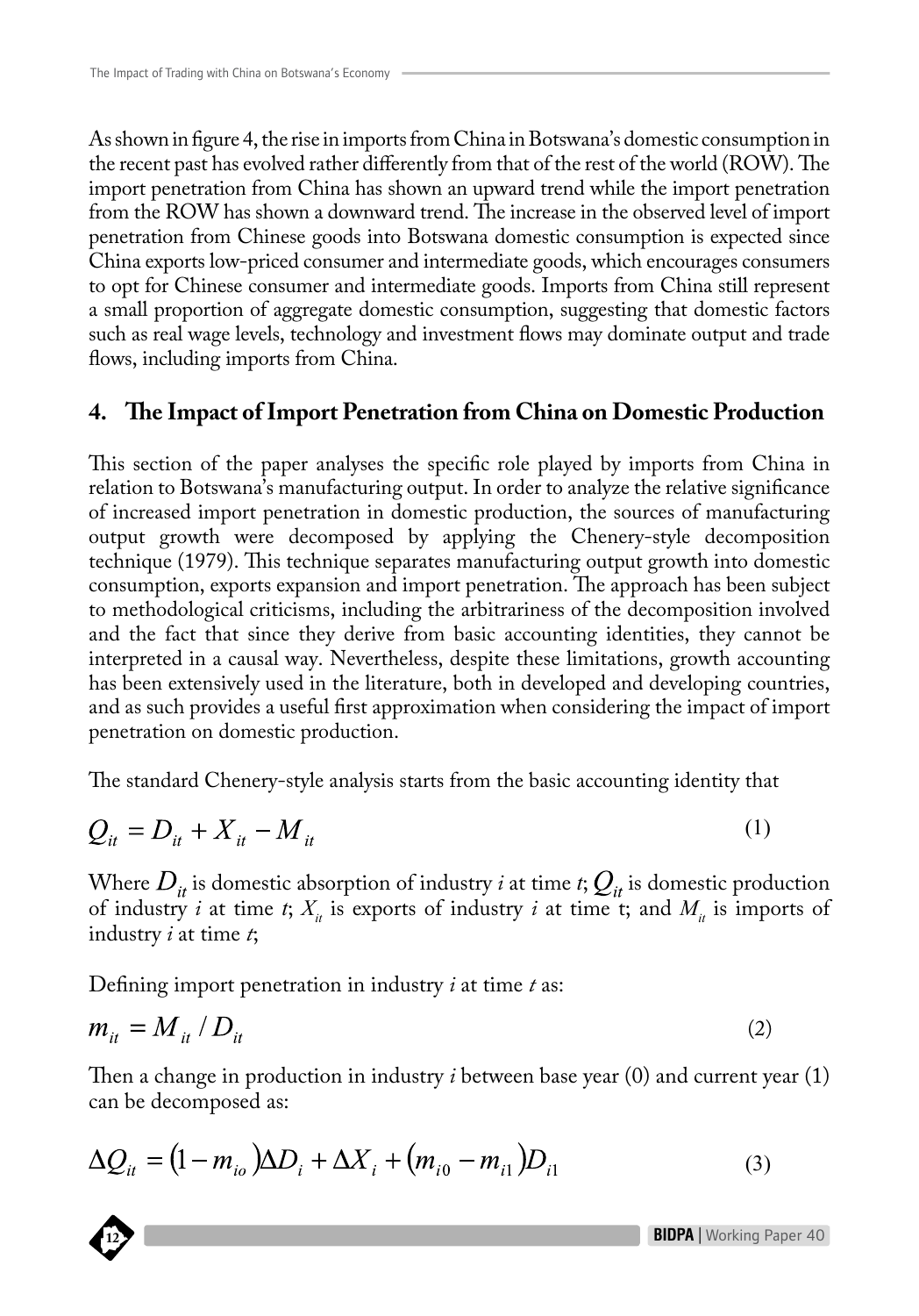As shown in figure 4, the rise in imports from China in Botswana's domestic consumption in the recent past has evolved rather differently from that of the rest of the world (ROW). The import penetration from China has shown an upward trend while the import penetration from the ROW has shown a downward trend. The increase in the observed level of import penetration from Chinese goods into Botswana domestic consumption is expected since China exports low-priced consumer and intermediate goods, which encourages consumers to opt for Chinese consumer and intermediate goods. Imports from China still represent a small proportion of aggregate domestic consumption, suggesting that domestic factors such as real wage levels, technology and investment flows may dominate output and trade flows, including imports from China.

## 4. The Impact of Import Penetration from China on Domestic Production

This section of the paper analyses the specific role played by imports from China in relation to Botswana's manufacturing output. In order to analyze the relative significance of increased import penetration in domestic production, the sources of manufacturing output growth were decomposed by applying the Chenery-style decomposition technique (1979). This technique separates manufacturing output growth into domestic consumption, exports expansion and import penetration. The approach has been subject to methodological criticisms, including the arbitrariness of the decomposition involved and the fact that since they derive from basic accounting identities, they cannot be interpreted in a causal way. Nevertheless, despite these limitations, growth accounting has been extensively used in the literature, both in developed and developing countries, and as such provides a useful first approximation when considering the impact of import penetration on domestic production.

The standard Chenery-style analysis starts from the basic accounting identity that

$$Q_{it} = D_{it} + X_{it} - M_{it} \tag{1}$$

Where $D_{it}$ is domestic absorption of industry *i* at time *t*; $Q_{it}$ is domestic production of industry *i* at time *t*; $X_{it}$ is exports of industry *i* at time t; and $M_{it}$ is imports of industry *i* at time *t*;

Defining import penetration in industry *i* at time *t* as:

$$m_{it} = M_{it} / D_{it} \tag{2}$$

Then a change in production in industry *i* between base year (0) and current year (1) can be decomposed as:

$$\Delta Q_{it} = (1 - m_{io})\Delta D_i + \Delta X_i + (m_{i0} - m_{i1})D_{i1} \tag{3}$$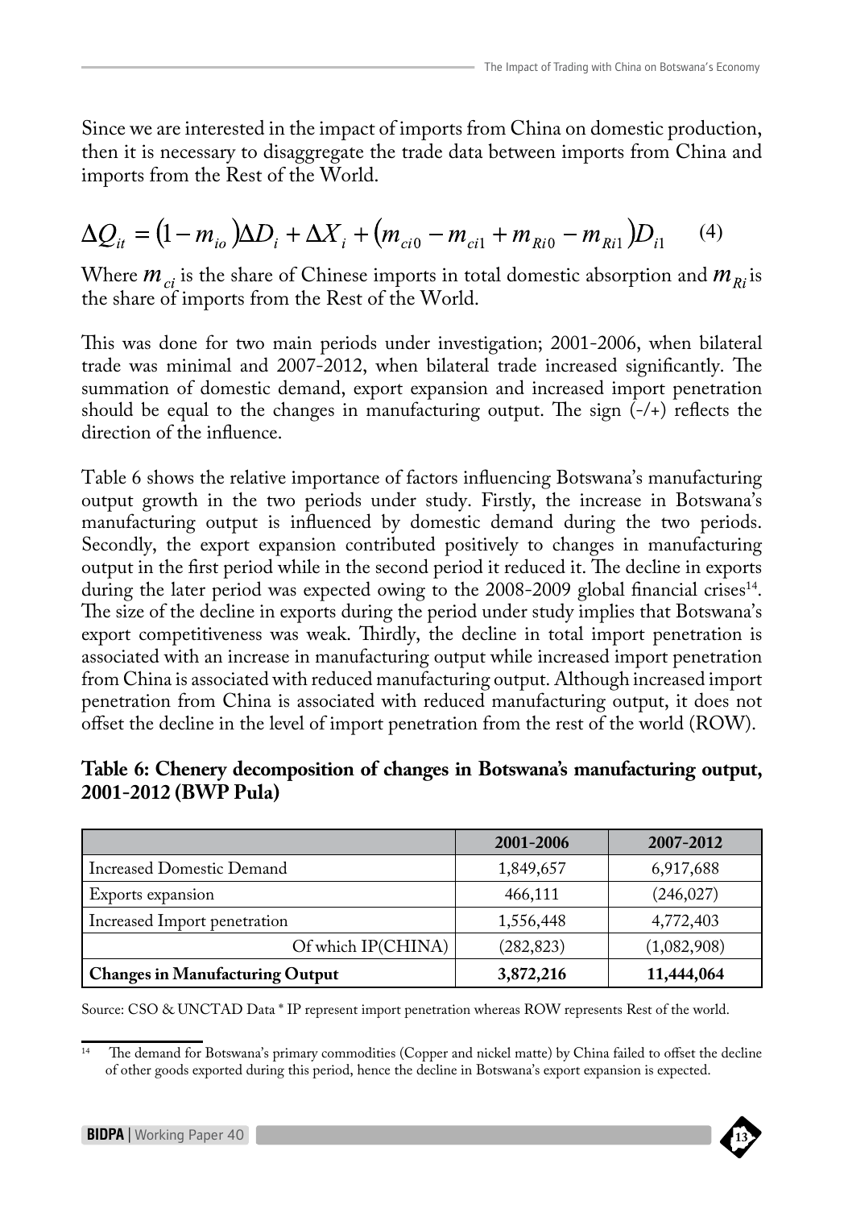Since we are interested in the impact of imports from China on domestic production, then it is necessary to disaggregate the trade data between imports from China and imports from the Rest of the World.

$$\Delta Q_{it} = (1 - m_{io})\Delta D_i + \Delta X_i + (m_{ci0} - m_{ci1} + m_{Ri0} - m_{Ri1})D_{i1} \quad (4)$$

Where $m_{ci}$ is the share of Chinese imports in total domestic absorption and $m_{Ri}$ is the share of imports from the Rest of the World.

This was done for two main periods under investigation; 2001-2006, when bilateral trade was minimal and 2007-2012, when bilateral trade increased significantly. The summation of domestic demand, export expansion and increased import penetration should be equal to the changes in manufacturing output. The sign (-/+) reflects the direction of the influence.

Table 6 shows the relative importance of factors influencing Botswana's manufacturing output growth in the two periods under study. Firstly, the increase in Botswana's manufacturing output is influenced by domestic demand during the two periods. Secondly, the export expansion contributed positively to changes in manufacturing output in the first period while in the second period it reduced it. The decline in exports during the later period was expected owing to the 2008-2009 global financial crises[14]. The size of the decline in exports during the period under study implies that Botswana's export competitiveness was weak. Thirdly, the decline in total import penetration is associated with an increase in manufacturing output while increased import penetration from China is associated with reduced manufacturing output. Although increased import penetration from China is associated with reduced manufacturing output, it does not offset the decline in the level of import penetration from the rest of the world (ROW).

**Table 6: Chenery decomposition of changes in Botswana's manufacturing output, 2001-2012 (BWP Pula)**

| | 2001-2006 | 2007-2012 |
|---|---|---|
| Increased Domestic Demand | 1,849,657 | 6,917,688 |
| Exports expansion | 466,111 | (246,027) |
| Increased Import penetration | 1,556,448 | 4,772,403 |
| Of which IP(CHINA) | (282,823) | (1,082,908) |
| **Changes in Manufacturing Output** | **3,872,216** | **11,444,064** |

Source: CSO & UNCTAD Data * IP represent import penetration whereas ROW represents Rest of the world.

[14] The demand for Botswana's primary commodities (Copper and nickel matte) by China failed to offset the decline of other goods exported during this period, hence the decline in Botswana's export expansion is expected.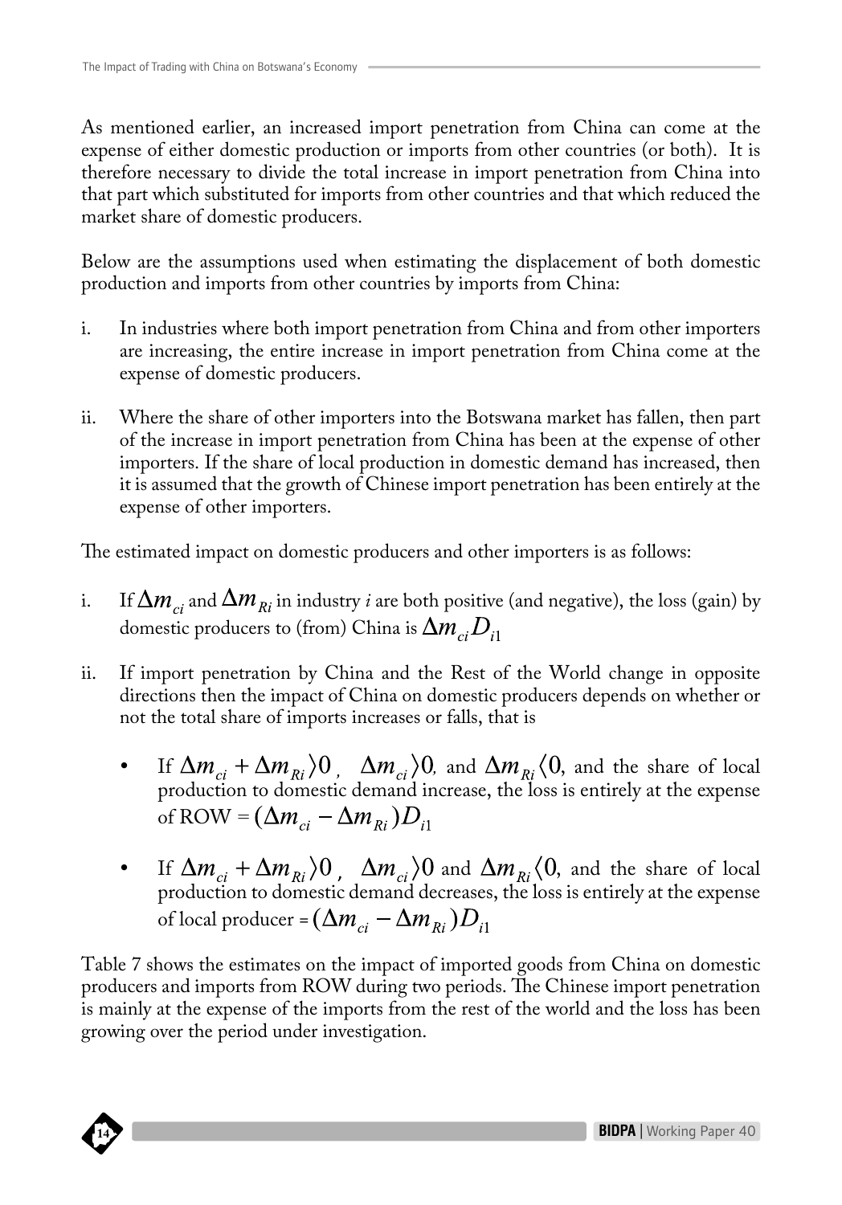As mentioned earlier, an increased import penetration from China can come at the expense of either domestic production or imports from other countries (or both). It is therefore necessary to divide the total increase in import penetration from China into that part which substituted for imports from other countries and that which reduced the market share of domestic producers.

Below are the assumptions used when estimating the displacement of both domestic production and imports from other countries by imports from China:

i. In industries where both import penetration from China and from other importers are increasing, the entire increase in import penetration from China come at the expense of domestic producers.

ii. Where the share of other importers into the Botswana market has fallen, then part of the increase in import penetration from China has been at the expense of other importers. If the share of local production in domestic demand has increased, then it is assumed that the growth of Chinese import penetration has been entirely at the expense of other importers.

The estimated impact on domestic producers and other importers is as follows:

i. If $\Delta m_{ci}$ and $\Delta m_{Ri}$ in industry *i* are both positive (and negative), the loss (gain) by domestic producers to (from) China is $\Delta m_{ci} D_{i1}$

ii. If import penetration by China and the Rest of the World change in opposite directions then the impact of China on domestic producers depends on whether or not the total share of imports increases or falls, that is

   - If $\Delta m_{ci} + \Delta m_{Ri} \rangle 0$, $\Delta m_{ci} \rangle 0$, and $\Delta m_{Ri} \langle 0$, and the share of local production to domestic demand increase, the loss is entirely at the expense of ROW = $(\Delta m_{ci} - \Delta m_{Ri}) D_{i1}$

   - If $\Delta m_{ci} + \Delta m_{Ri} \rangle 0$, $\Delta m_{ci} \rangle 0$ and $\Delta m_{Ri} \langle 0$, and the share of local production to domestic demand decreases, the loss is entirely at the expense of local producer = $(\Delta m_{ci} - \Delta m_{Ri}) D_{i1}$

Table 7 shows the estimates on the impact of imported goods from China on domestic producers and imports from ROW during two periods. The Chinese import penetration is mainly at the expense of the imports from the rest of the world and the loss has been growing over the period under investigation.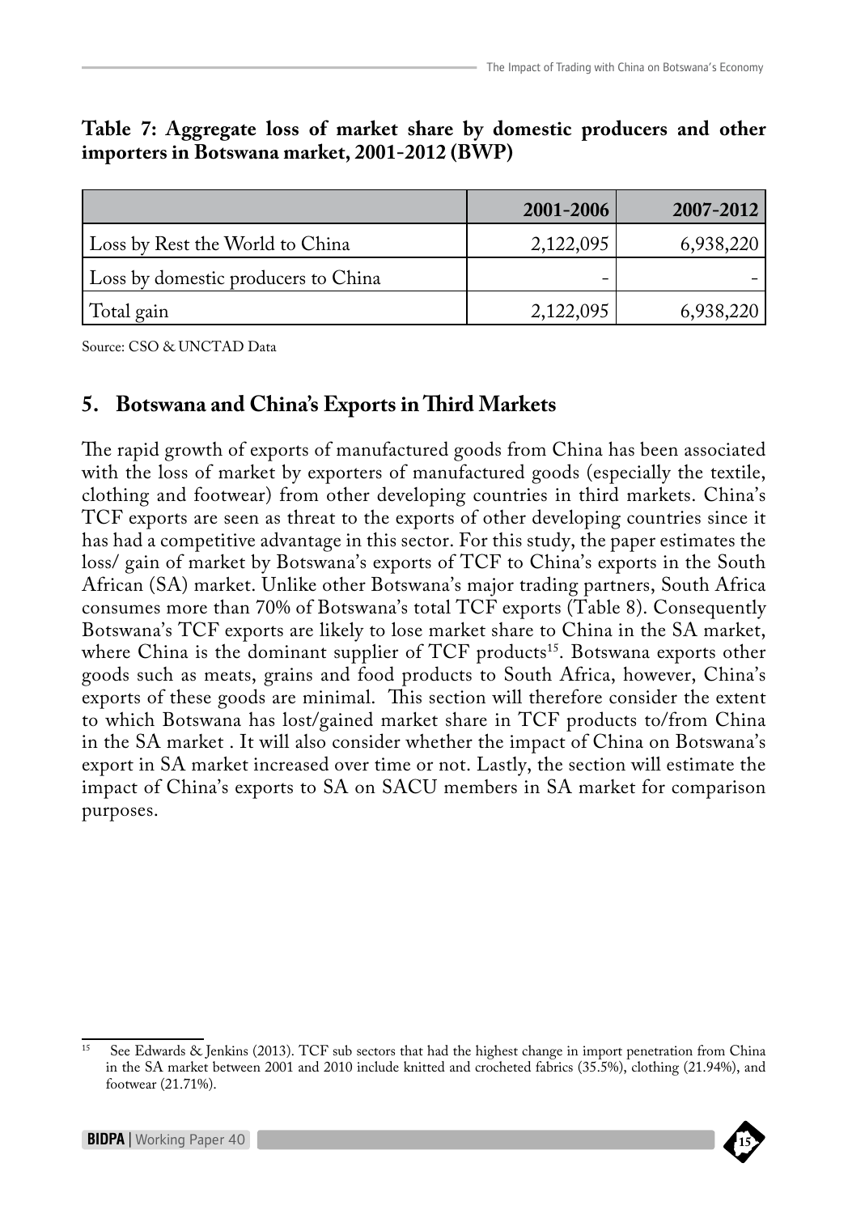**Table 7: Aggregate loss of market share by domestic producers and other importers in Botswana market, 2001-2012 (BWP)**

| | 2001-2006 | 2007-2012 |
|---|---|---|
| Loss by Rest the World to China | 2,122,095 | 6,938,220 |
| Loss by domestic producers to China | - | - |
| Total gain | 2,122,095 | 6,938,220 |

Source: CSO & UNCTAD Data

## 5. Botswana and China's Exports in Third Markets

The rapid growth of exports of manufactured goods from China has been associated with the loss of market by exporters of manufactured goods (especially the textile, clothing and footwear) from other developing countries in third markets. China's TCF exports are seen as threat to the exports of other developing countries since it has had a competitive advantage in this sector. For this study, the paper estimates the loss/ gain of market by Botswana's exports of TCF to China's exports in the South African (SA) market. Unlike other Botswana's major trading partners, South Africa consumes more than 70% of Botswana's total TCF exports (Table 8). Consequently Botswana's TCF exports are likely to lose market share to China in the SA market, where China is the dominant supplier of TCF products[15]. Botswana exports other goods such as meats, grains and food products to South Africa, however, China's exports of these goods are minimal. This section will therefore consider the extent to which Botswana has lost/gained market share in TCF products to/from China in the SA market . It will also consider whether the impact of China on Botswana's export in SA market increased over time or not. Lastly, the section will estimate the impact of China's exports to SA on SACU members in SA market for comparison purposes.

[15] See Edwards & Jenkins (2013). TCF sub sectors that had the highest change in import penetration from China in the SA market between 2001 and 2010 include knitted and crocheted fabrics (35.5%), clothing (21.94%), and footwear (21.71%).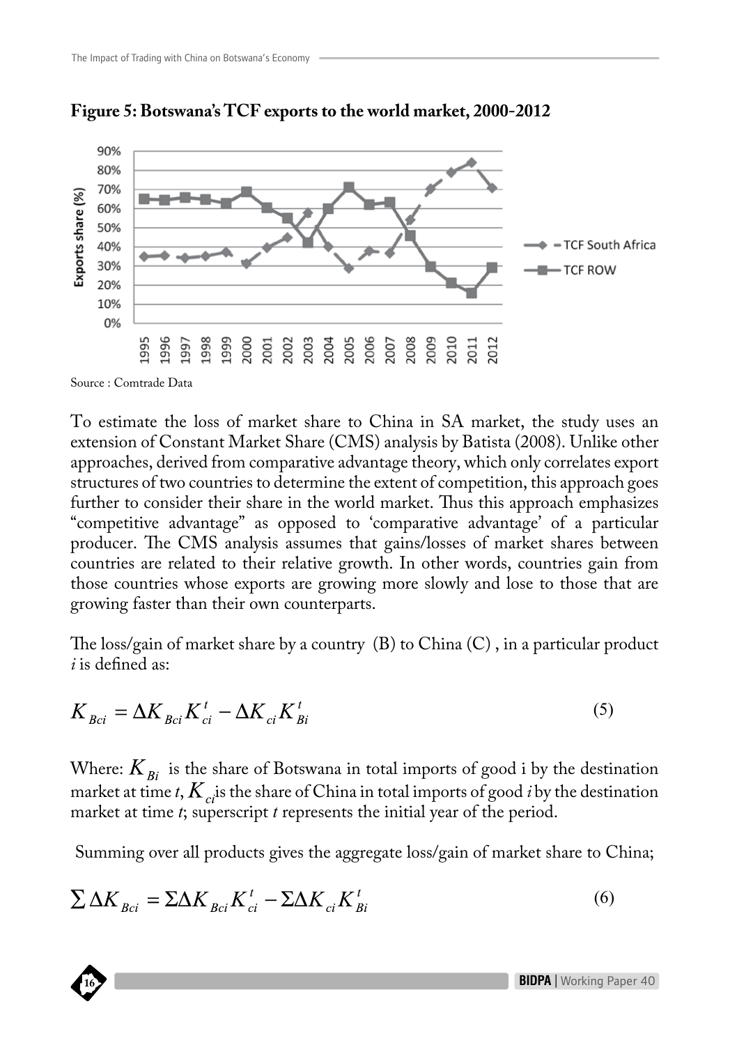**Figure 5: Botswana's TCF exports to the world market, 2000-2012**

Source : Comtrade Data

To estimate the loss of market share to China in SA market, the study uses an extension of Constant Market Share (CMS) analysis by Batista (2008). Unlike other approaches, derived from comparative advantage theory, which only correlates export structures of two countries to determine the extent of competition, this approach goes further to consider their share in the world market. Thus this approach emphasizes "competitive advantage" as opposed to 'comparative advantage' of a particular producer. The CMS analysis assumes that gains/losses of market shares between countries are related to their relative growth. In other words, countries gain from those countries whose exports are growing more slowly and lose to those that are growing faster than their own counterparts.

The loss/gain of market share by a country (B) to China (C) , in a particular product *i* is defined as:

$$K_{Bci} = \Delta K_{Bci} K_{ci}^{t} - \Delta K_{ci} K_{Bi}^{t} \tag{5}$$

Where: $K_{Bi}$ is the share of Botswana in total imports of good i by the destination market at time *t*, $K_{ci}$ is the share of China in total imports of good *i* by the destination market at time *t*; superscript *t* represents the initial year of the period.

Summing over all products gives the aggregate loss/gain of market share to China;

$$\sum \Delta K_{Bci} = \Sigma \Delta K_{Bci} K_{ci}^{t} - \Sigma \Delta K_{ci} K_{Bi}^{t} \tag{6}$$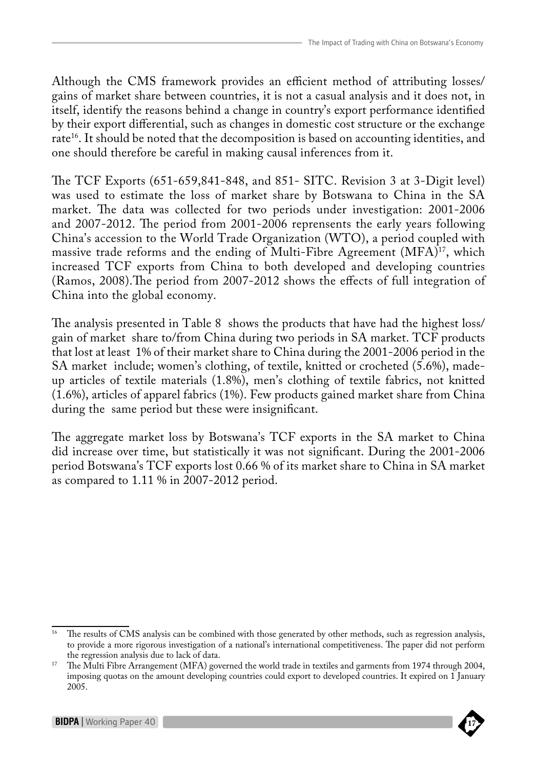Although the CMS framework provides an efficient method of attributing losses/ gains of market share between countries, it is not a casual analysis and it does not, in itself, identify the reasons behind a change in country's export performance identified by their export differential, such as changes in domestic cost structure or the exchange rate[16]. It should be noted that the decomposition is based on accounting identities, and one should therefore be careful in making causal inferences from it.

The TCF Exports (651-659,841-848, and 851- SITC. Revision 3 at 3-Digit level) was used to estimate the loss of market share by Botswana to China in the SA market. The data was collected for two periods under investigation: 2001-2006 and 2007-2012. The period from 2001-2006 reprensents the early years following China's accession to the World Trade Organization (WTO), a period coupled with massive trade reforms and the ending of Multi-Fibre Agreement (MFA)[17], which increased TCF exports from China to both developed and developing countries (Ramos, 2008).The period from 2007-2012 shows the effects of full integration of China into the global economy.

The analysis presented in Table 8 shows the products that have had the highest loss/ gain of market share to/from China during two periods in SA market. TCF products that lost at least 1% of their market share to China during the 2001-2006 period in the SA market include; women's clothing, of textile, knitted or crocheted (5.6%), made-up articles of textile materials (1.8%), men's clothing of textile fabrics, not knitted (1.6%), articles of apparel fabrics (1%). Few products gained market share from China during the same period but these were insignificant.

The aggregate market loss by Botswana's TCF exports in the SA market to China did increase over time, but statistically it was not significant. During the 2001-2006 period Botswana's TCF exports lost 0.66 % of its market share to China in SA market as compared to 1.11 % in 2007-2012 period.

---

[16] The results of CMS analysis can be combined with those generated by other methods, such as regression analysis, to provide a more rigorous investigation of a national's international competitiveness. The paper did not perform the regression analysis due to lack of data.

[17] The Multi Fibre Arrangement (MFA) governed the world trade in textiles and garments from 1974 through 2004, imposing quotas on the amount developing countries could export to developed countries. It expired on 1 January 2005.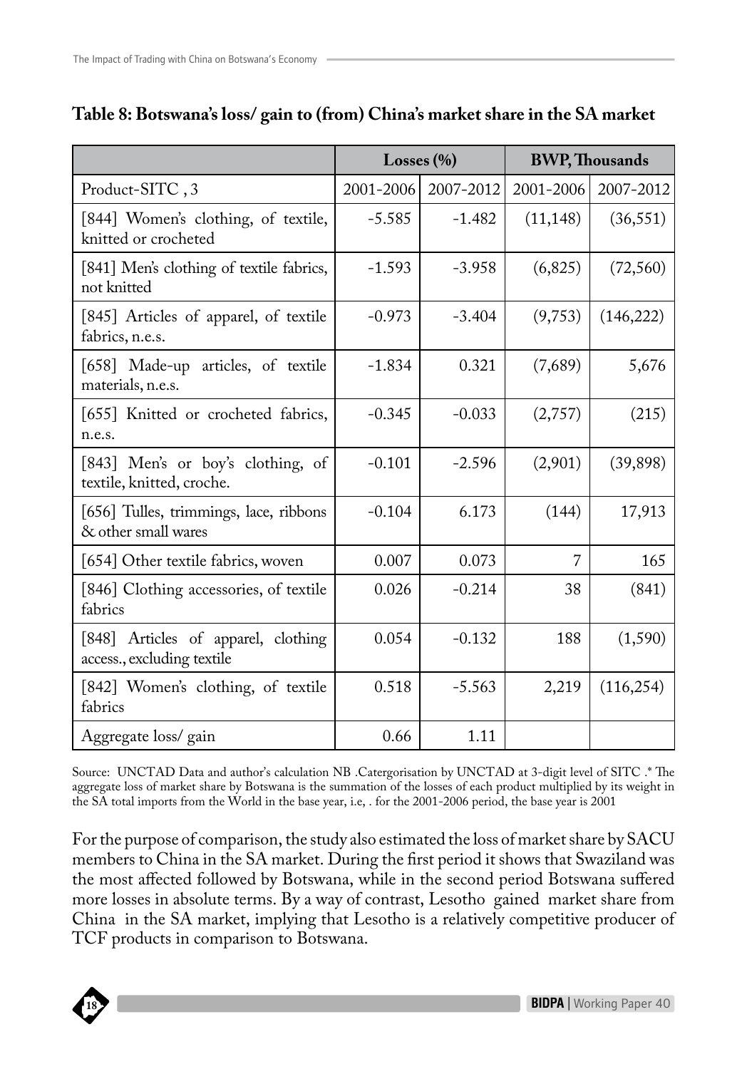**Table 8: Botswana's loss/ gain to (from) China's market share in the SA market**

| | Losses (%) | | BWP, Thousands | |
|---|---|---|---|---|
| Product-SITC , 3 | 2001-2006 | 2007-2012 | 2001-2006 | 2007-2012 |
| [844] Women's clothing, of textile, knitted or crocheted | -5.585 | -1.482 | (11,148) | (36,551) |
| [841] Men's clothing of textile fabrics, not knitted | -1.593 | -3.958 | (6,825) | (72,560) |
| [845] Articles of apparel, of textile fabrics, n.e.s. | -0.973 | -3.404 | (9,753) | (146,222) |
| [658] Made-up articles, of textile materials, n.e.s. | -1.834 | 0.321 | (7,689) | 5,676 |
| [655] Knitted or crocheted fabrics, n.e.s. | -0.345 | -0.033 | (2,757) | (215) |
| [843] Men's or boy's clothing, of textile, knitted, croche. | -0.101 | -2.596 | (2,901) | (39,898) |
| [656] Tulles, trimmings, lace, ribbons & other small wares | -0.104 | 6.173 | (144) | 17,913 |
| [654] Other textile fabrics, woven | 0.007 | 0.073 | 7 | 165 |
| [846] Clothing accessories, of textile fabrics | 0.026 | -0.214 | 38 | (841) |
| [848] Articles of apparel, clothing access., excluding textile | 0.054 | -0.132 | 188 | (1,590) |
| [842] Women's clothing, of textile fabrics | 0.518 | -5.563 | 2,219 | (116,254) |
| Aggregate loss/ gain | 0.66 | 1.11 | | |

Source: UNCTAD Data and author's calculation NB .Catergorisation by UNCTAD at 3-digit level of SITC .* The aggregate loss of market share by Botswana is the summation of the losses of each product multiplied by its weight in the SA total imports from the World in the base year, i.e, . for the 2001-2006 period, the base year is 2001

For the purpose of comparison, the study also estimated the loss of market share by SACU members to China in the SA market. During the first period it shows that Swaziland was the most affected followed by Botswana, while in the second period Botswana suffered more losses in absolute terms. By a way of contrast, Lesotho gained market share from China in the SA market, implying that Lesotho is a relatively competitive producer of TCF products in comparison to Botswana.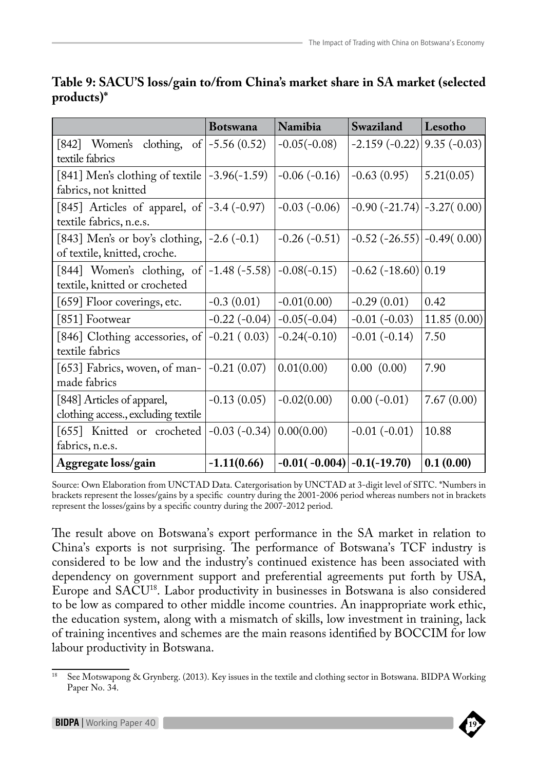**Table 9: SACU'S loss/gain to/from China's market share in SA market (selected products)***

| | Botswana | Namibia | Swaziland | Lesotho |
|---|---|---|---|---|
| [842] Women's clothing, of textile fabrics | -5.56 (0.52) | -0.05(-0.08) | -2.159 (-0.22) | 9.35 (-0.03) |
| [841] Men's clothing of textile fabrics, not knitted | -3.96(-1.59) | -0.06 (-0.16) | -0.63 (0.95) | 5.21(0.05) |
| [845] Articles of apparel, of textile fabrics, n.e.s. | -3.4 (-0.97) | -0.03 (-0.06) | -0.90 (-21.74) | -3.27( 0.00) |
| [843] Men's or boy's clothing, of textile, knitted, croche. | -2.6 (-0.1) | -0.26 (-0.51) | -0.52 (-26.55) | -0.49( 0.00) |
| [844] Women's clothing, of textile, knitted or crocheted | -1.48 (-5.58) | -0.08(-0.15) | -0.62 (-18.60) | 0.19 |
| [659] Floor coverings, etc. | -0.3 (0.01) | -0.01(0.00) | -0.29 (0.01) | 0.42 |
| [851] Footwear | -0.22 (-0.04) | -0.05(-0.04) | -0.01 (-0.03) | 11.85 (0.00) |
| [846] Clothing accessories, of textile fabrics | -0.21 ( 0.03) | -0.24(-0.10) | -0.01 (-0.14) | 7.50 |
| [653] Fabrics, woven, of man-made fabrics | -0.21 (0.07) | 0.01(0.00) | 0.00 (0.00) | 7.90 |
| [848] Articles of apparel, clothing access., excluding textile | -0.13 (0.05) | -0.02(0.00) | 0.00 (-0.01) | 7.67 (0.00) |
| [655] Knitted or crocheted fabrics, n.e.s. | -0.03 (-0.34) | 0.00(0.00) | -0.01 (-0.01) | 10.88 |
| **Aggregate loss/gain** | **-1.11(0.66)** | **-0.01( -0.004)** | **-0.1(-19.70)** | **0.1 (0.00)** |

Source: Own Elaboration from UNCTAD Data. Catergorisation by UNCTAD at 3-digit level of SITC. *Numbers in brackets represent the losses/gains by a specific country during the 2001-2006 period whereas numbers not in brackets represent the losses/gains by a specific country during the 2007-2012 period.

The result above on Botswana's export performance in the SA market in relation to China's exports is not surprising. The performance of Botswana's TCF industry is considered to be low and the industry's continued existence has been associated with dependency on government support and preferential agreements put forth by USA, Europe and SACU[18]. Labor productivity in businesses in Botswana is also considered to be low as compared to other middle income countries. An inappropriate work ethic, the education system, along with a mismatch of skills, low investment in training, lack of training incentives and schemes are the main reasons identified by BOCCIM for low labour productivity in Botswana.

[18] See Motswapong & Grynberg. (2013). Key issues in the textile and clothing sector in Botswana. BIDPA Working Paper No. 34.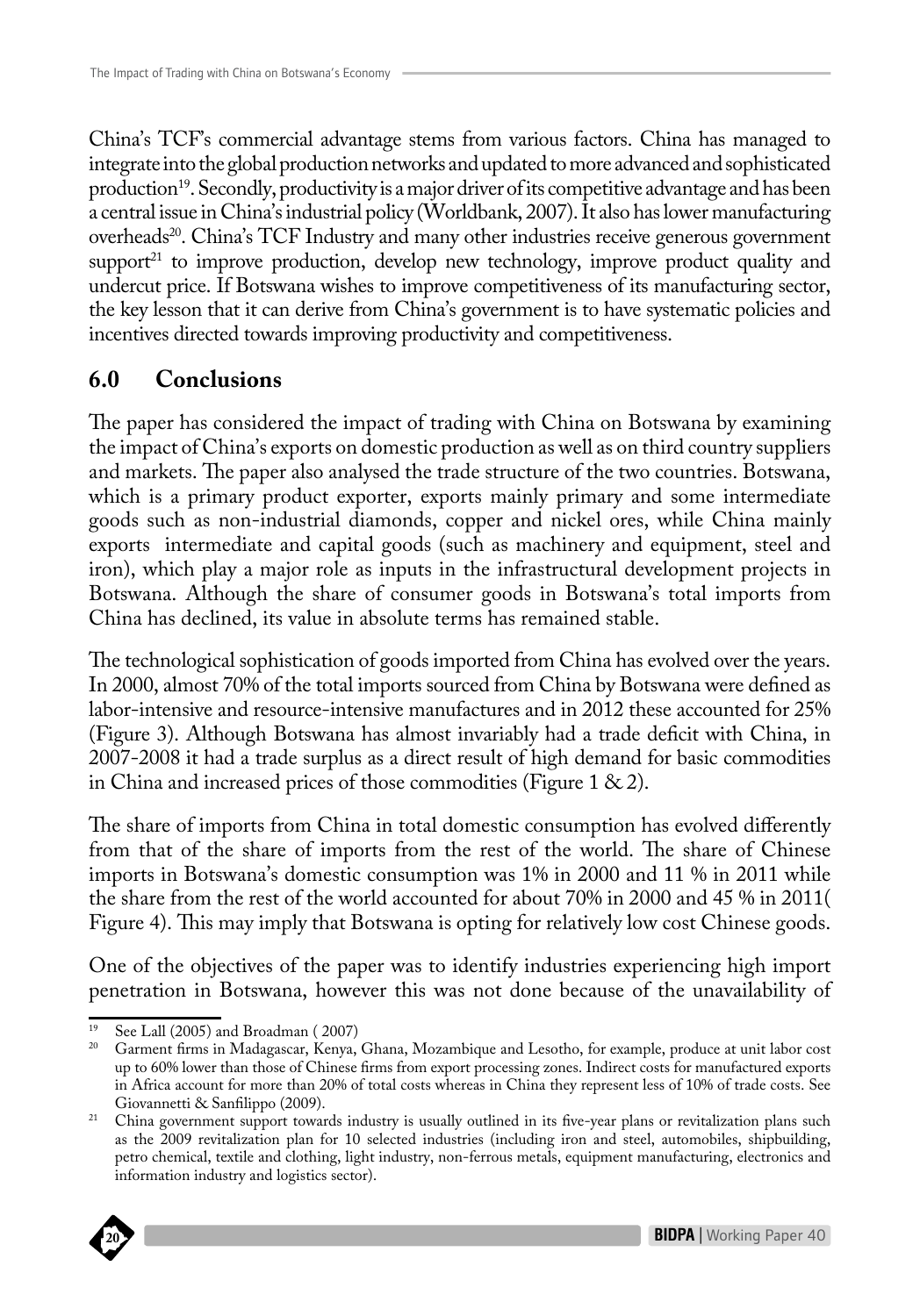China's TCF's commercial advantage stems from various factors. China has managed to integrate into the global production networks and updated to more advanced and sophisticated production[19]. Secondly, productivity is a major driver of its competitive advantage and has been a central issue in China's industrial policy (Worldbank, 2007). It also has lower manufacturing overheads[20]. China's TCF Industry and many other industries receive generous government support[21] to improve production, develop new technology, improve product quality and undercut price. If Botswana wishes to improve competitiveness of its manufacturing sector, the key lesson that it can derive from China's government is to have systematic policies and incentives directed towards improving productivity and competitiveness.

## 6.0 Conclusions

The paper has considered the impact of trading with China on Botswana by examining the impact of China's exports on domestic production as well as on third country suppliers and markets. The paper also analysed the trade structure of the two countries. Botswana, which is a primary product exporter, exports mainly primary and some intermediate goods such as non-industrial diamonds, copper and nickel ores, while China mainly exports intermediate and capital goods (such as machinery and equipment, steel and iron), which play a major role as inputs in the infrastructural development projects in Botswana. Although the share of consumer goods in Botswana's total imports from China has declined, its value in absolute terms has remained stable.

The technological sophistication of goods imported from China has evolved over the years. In 2000, almost 70% of the total imports sourced from China by Botswana were defined as labor-intensive and resource-intensive manufactures and in 2012 these accounted for 25% (Figure 3). Although Botswana has almost invariably had a trade deficit with China, in 2007-2008 it had a trade surplus as a direct result of high demand for basic commodities in China and increased prices of those commodities (Figure 1 & 2).

The share of imports from China in total domestic consumption has evolved differently from that of the share of imports from the rest of the world. The share of Chinese imports in Botswana's domestic consumption was 1% in 2000 and 11 % in 2011 while the share from the rest of the world accounted for about 70% in 2000 and 45 % in 2011( Figure 4). This may imply that Botswana is opting for relatively low cost Chinese goods.

One of the objectives of the paper was to identify industries experiencing high import penetration in Botswana, however this was not done because of the unavailability of

---

[19] See Lall (2005) and Broadman ( 2007)

[20] Garment firms in Madagascar, Kenya, Ghana, Mozambique and Lesotho, for example, produce at unit labor cost up to 60% lower than those of Chinese firms from export processing zones. Indirect costs for manufactured exports in Africa account for more than 20% of total costs whereas in China they represent less of 10% of trade costs. See Giovannetti & Sanfilippo (2009).

[21] China government support towards industry is usually outlined in its five-year plans or revitalization plans such as the 2009 revitalization plan for 10 selected industries (including iron and steel, automobiles, shipbuilding, petro chemical, textile and clothing, light industry, non-ferrous metals, equipment manufacturing, electronics and information industry and logistics sector).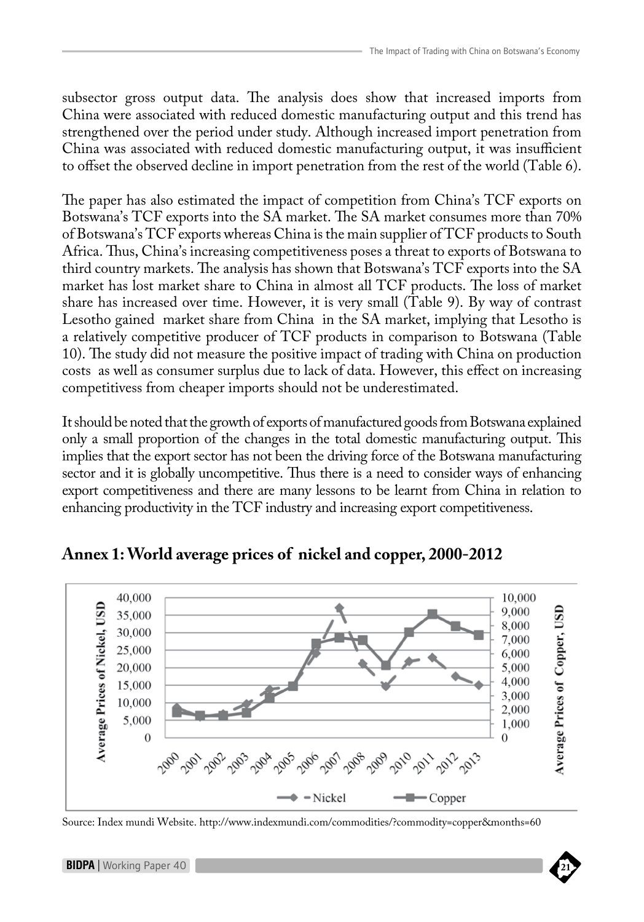subsector gross output data. The analysis does show that increased imports from China were associated with reduced domestic manufacturing output and this trend has strengthened over the period under study. Although increased import penetration from China was associated with reduced domestic manufacturing output, it was insufficient to offset the observed decline in import penetration from the rest of the world (Table 6).

The paper has also estimated the impact of competition from China's TCF exports on Botswana's TCF exports into the SA market. The SA market consumes more than 70% of Botswana's TCF exports whereas China is the main supplier of TCF products to South Africa. Thus, China's increasing competitiveness poses a threat to exports of Botswana to third country markets. The analysis has shown that Botswana's TCF exports into the SA market has lost market share to China in almost all TCF products. The loss of market share has increased over time. However, it is very small (Table 9). By way of contrast Lesotho gained market share from China in the SA market, implying that Lesotho is a relatively competitive producer of TCF products in comparison to Botswana (Table 10). The study did not measure the positive impact of trading with China on production costs as well as consumer surplus due to lack of data. However, this effect on increasing competitivess from cheaper imports should not be underestimated.

It should be noted that the growth of exports of manufactured goods from Botswana explained only a small proportion of the changes in the total domestic manufacturing output. This implies that the export sector has not been the driving force of the Botswana manufacturing sector and it is globally uncompetitive. Thus there is a need to consider ways of enhancing export competitiveness and there are many lessons to be learnt from China in relation to enhancing productivity in the TCF industry and increasing export competitiveness.

## Annex 1: World average prices of nickel and copper, 2000-2012

Source: Index mundi Website. http://www.indexmundi.com/commodities/?commodity=copper&months=60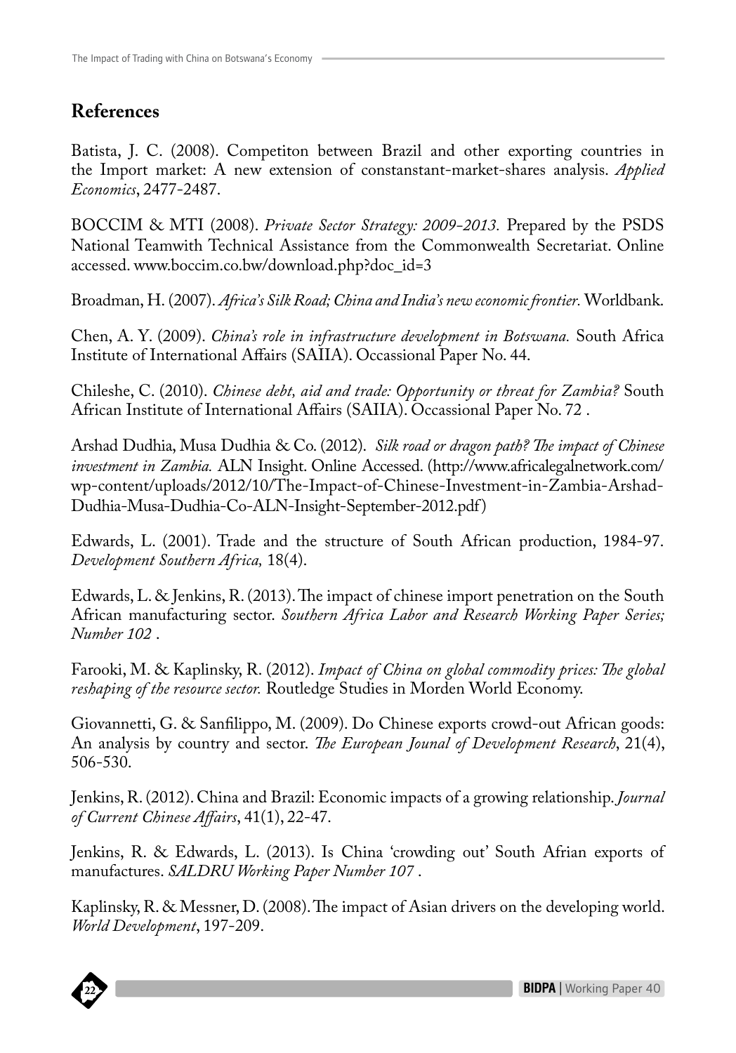## References

Batista, J. C. (2008). Competiton between Brazil and other exporting countries in the Import market: A new extension of constanstant-market-shares analysis. *Applied Economics*, 2477-2487.

BOCCIM & MTI (2008). *Private Sector Strategy: 2009-2013.* Prepared by the PSDS National Teamwith Technical Assistance from the Commonwealth Secretariat. Online accessed. www.boccim.co.bw/download.php?doc_id=3

Broadman, H. (2007). *Africa's Silk Road; China and India's new economic frontier.* Worldbank.

Chen, A. Y. (2009). *China's role in infrastructure development in Botswana.* South Africa Institute of International Affairs (SAIIA). Occassional Paper No. 44.

Chileshe, C. (2010). *Chinese debt, aid and trade: Opportunity or threat for Zambia?* South African Institute of International Affairs (SAIIA). Occassional Paper No. 72 .

Arshad Dudhia, Musa Dudhia & Co. (2012). *Silk road or dragon path? The impact of Chinese investment in Zambia.* ALN Insight. Online Accessed. (http://www.africalegalnetwork.com/wp-content/uploads/2012/10/The-Impact-of-Chinese-Investment-in-Zambia-Arshad-Dudhia-Musa-Dudhia-Co-ALN-Insight-September-2012.pdf)

Edwards, L. (2001). Trade and the structure of South African production, 1984-97. *Development Southern Africa,* 18(4).

Edwards, L. & Jenkins, R. (2013). The impact of chinese import penetration on the South African manufacturing sector. *Southern Africa Labor and Research Working Paper Series; Number 102* .

Farooki, M. & Kaplinsky, R. (2012). *Impact of China on global commodity prices: The global reshaping of the resource sector.* Routledge Studies in Morden World Economy.

Giovannetti, G. & Sanfilippo, M. (2009). Do Chinese exports crowd-out African goods: An analysis by country and sector. *The European Jounal of Development Research*, 21(4), 506-530.

Jenkins, R. (2012). China and Brazil: Economic impacts of a growing relationship. *Journal of Current Chinese Affairs*, 41(1), 22-47.

Jenkins, R. & Edwards, L. (2013). Is China 'crowding out' South Afrian exports of manufactures. *SALDRU Working Paper Number 107* .

Kaplinsky, R. & Messner, D. (2008). The impact of Asian drivers on the developing world. *World Development*, 197-209.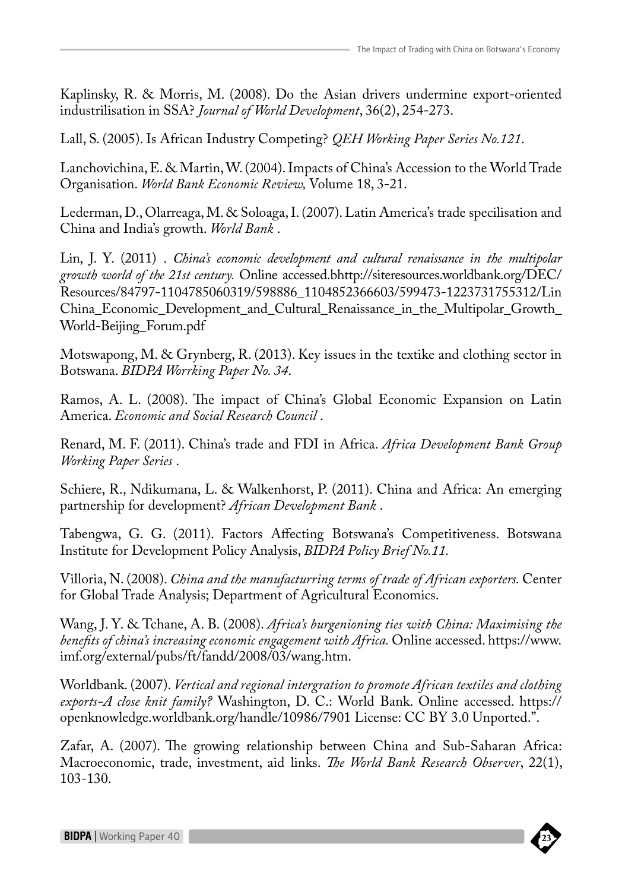Kaplinsky, R. & Morris, M. (2008). Do the Asian drivers undermine export-oriented industrilisation in SSA? *Journal of World Development*, 36(2), 254-273.

Lall, S. (2005). Is African Industry Competing? *QEH Working Paper Series No.121*.

Lanchovichina, E. & Martin, W. (2004). Impacts of China's Accession to the World Trade Organisation. *World Bank Economic Review,* Volume 18, 3-21.

Lederman, D., Olarreaga, M. & Soloaga, I. (2007). Latin America's trade specilisation and China and India's growth. *World Bank* .

Lin, J. Y. (2011) . *China's economic development and cultural renaissance in the multipolar growth world of the 21st century.* Online accessed.bhttp://siteresources.worldbank.org/DEC/Resources/84797-1104785060319/598886_1104852366603/599473-1223731755312/Lin China_Economic_Development_and_Cultural_Renaissance_in_the_Multipolar_Growth_World-Beijing_Forum.pdf

Motswapong, M. & Grynberg, R. (2013). Key issues in the textike and clothing sector in Botswana. *BIDPA Worrking Paper No. 34.*

Ramos, A. L. (2008). The impact of China's Global Economic Expansion on Latin America. *Economic and Social Research Council* .

Renard, M. F. (2011). China's trade and FDI in Africa. *Africa Development Bank Group Working Paper Series* .

Schiere, R., Ndikumana, L. & Walkenhorst, P. (2011). China and Africa: An emerging partnership for development? *African Development Bank* .

Tabengwa, G. G. (2011). Factors Affecting Botswana's Competitiveness. Botswana Institute for Development Policy Analysis, *BIDPA Policy Brief No.11.*

Villoria, N. (2008). *China and the manufacturring terms of trade of African exporters.* Center for Global Trade Analysis; Department of Agricultural Economics.

Wang, J. Y. & Tchane, A. B. (2008). *Africa's burgenioning ties with China: Maximising the benefits of china's increasing economic engagement with Africa.* Online accessed. https://www.imf.org/external/pubs/ft/fandd/2008/03/wang.htm.

Worldbank. (2007). *Vertical and regional intergration to promote African textiles and clothing exports-A close knit family?* Washington, D. C.: World Bank. Online accessed. https://openknowledge.worldbank.org/handle/10986/7901 License: CC BY 3.0 Unported.".

Zafar, A. (2007). The growing relationship between China and Sub-Saharan Africa: Macroeconomic, trade, investment, aid links. *The World Bank Research Observer*, 22(1), 103-130.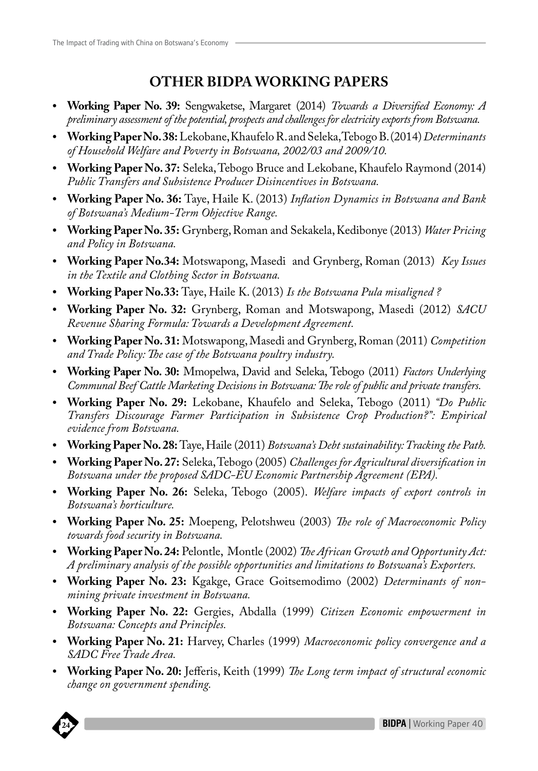## OTHER BIDPA WORKING PAPERS

- **Working Paper No. 39:** Sengwaketse, Margaret (2014) *Towards a Diversified Economy: A preliminary assessment of the potential, prospects and challenges for electricity exports from Botswana.*
- **Working Paper No. 38:** Lekobane, Khaufelo R. and Seleka, Tebogo B. (2014) *Determinants of Household Welfare and Poverty in Botswana, 2002/03 and 2009/10.*
- **Working Paper No. 37:** Seleka, Tebogo Bruce and Lekobane, Khaufelo Raymond (2014) *Public Transfers and Subsistence Producer Disincentives in Botswana.*
- **Working Paper No. 36:** Taye, Haile K. (2013) *Inflation Dynamics in Botswana and Bank of Botswana's Medium-Term Objective Range.*
- **Working Paper No. 35:** Grynberg, Roman and Sekakela, Kedibonye (2013) *Water Pricing and Policy in Botswana.*
- **Working Paper No.34:** Motswapong, Masedi and Grynberg, Roman (2013) *Key Issues in the Textile and Clothing Sector in Botswana.*
- **Working Paper No.33:** Taye, Haile K. (2013) *Is the Botswana Pula misaligned ?*
- **Working Paper No. 32:** Grynberg, Roman and Motswapong, Masedi (2012) *SACU Revenue Sharing Formula: Towards a Development Agreement.*
- **Working Paper No. 31:** Motswapong, Masedi and Grynberg, Roman (2011) *Competition and Trade Policy: The case of the Botswana poultry industry.*
- **Working Paper No. 30:** Mmopelwa, David and Seleka, Tebogo (2011) *Factors Underlying Communal Beef Cattle Marketing Decisions in Botswana: The role of public and private transfers.*
- **Working Paper No. 29:** Lekobane, Khaufelo and Seleka, Tebogo (2011) *"Do Public Transfers Discourage Farmer Participation in Subsistence Crop Production?": Empirical evidence from Botswana.*
- **Working Paper No. 28:** Taye, Haile (2011) *Botswana's Debt sustainability: Tracking the Path.*
- **Working Paper No. 27:** Seleka, Tebogo (2005) *Challenges for Agricultural diversification in Botswana under the proposed SADC-EU Economic Partnership Agreement (EPA).*
- **Working Paper No. 26:** Seleka, Tebogo (2005). *Welfare impacts of export controls in Botswana's horticulture.*
- **Working Paper No. 25:** Moepeng, Pelotshweu (2003) *The role of Macroeconomic Policy towards food security in Botswana.*
- **Working Paper No. 24:** Pelontle, Montle (2002) *The African Growth and Opportunity Act: A preliminary analysis of the possible opportunities and limitations to Botswana's Exporters.*
- **Working Paper No. 23:** Kgakge, Grace Goitsemodimo (2002) *Determinants of non-mining private investment in Botswana.*
- **Working Paper No. 22:** Gergies, Abdalla (1999) *Citizen Economic empowerment in Botswana: Concepts and Principles.*
- **Working Paper No. 21:** Harvey, Charles (1999) *Macroeconomic policy convergence and a SADC Free Trade Area.*
- **Working Paper No. 20:** Jefferis, Keith (1999) *The Long term impact of structural economic change on government spending.*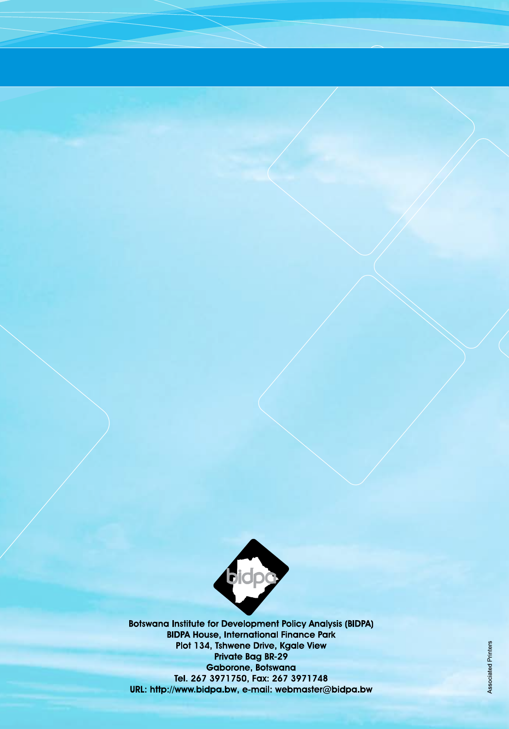Botswana Institute for Development Policy Analysis (BIDPA)
BIDPA House, International Finance Park
Plot 134, Tshwene Drive, Kgale View
Private Bag BR-29
Gaborone, Botswana
Tel. 267 3971750, Fax: 267 3971748
URL: http://www.bidpa.bw, e-mail: webmaster@bidpa.bw

Associated Printers